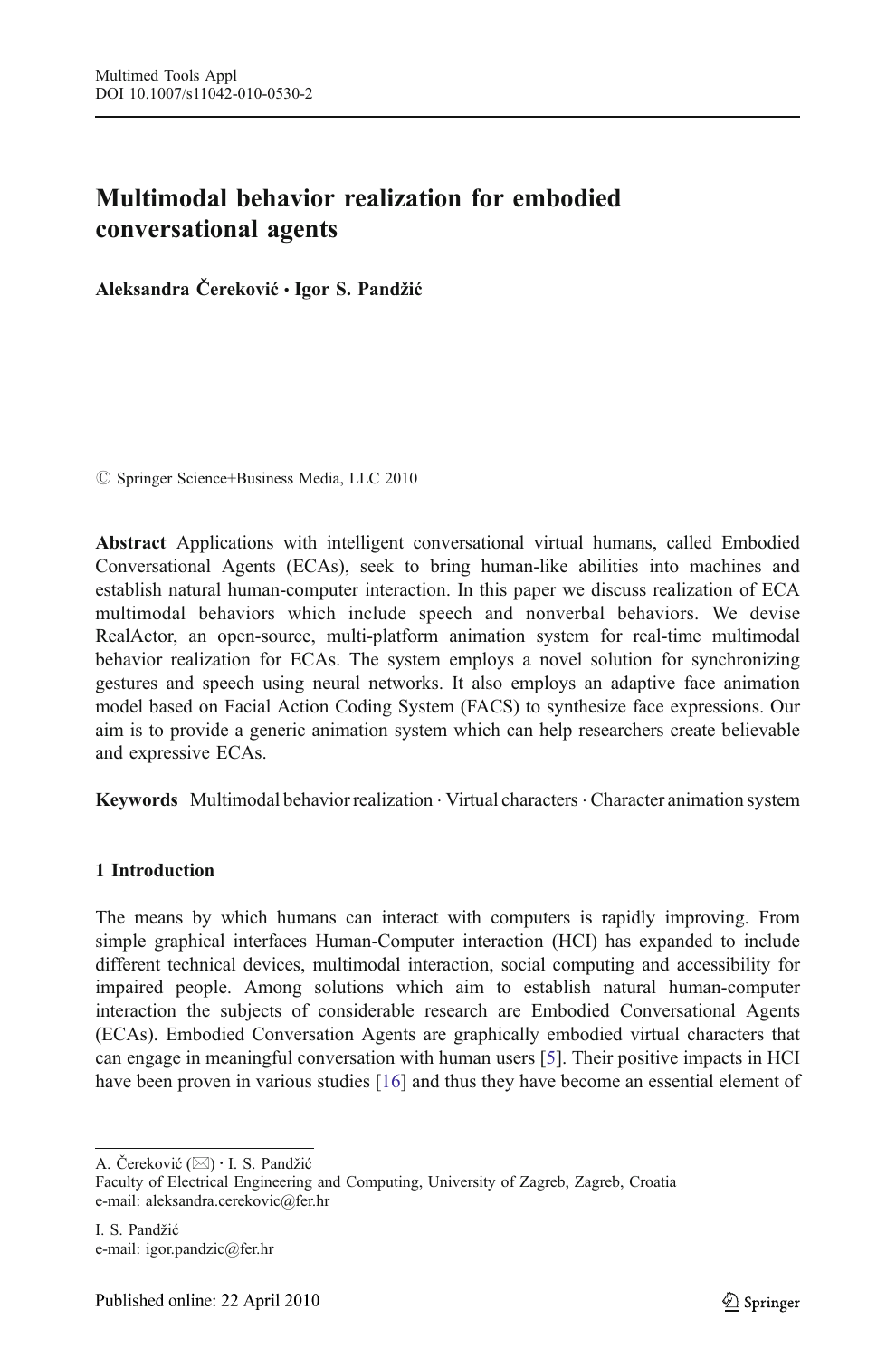# Multimodal behavior realization for embodied conversational agents

**Aleksandra Čereković · Igor S. Pandžić**

© Springer Science+Business Media, LLC 2010

**Abstract** Applications with intelligent conversational virtual humans, called Embodied Conversational Agents (ECAs), seek to bring human-like abilities into machines and establish natural human-computer interaction. In this paper we discuss realization of ECA multimodal behaviors which include speech and nonverbal behaviors. We devise RealActor, an open-source, multi-platform animation system for real-time multimodal behavior realization for ECAs. The system employs a novel solution for synchronizing gestures and speech using neural networks. It also employs an adaptive face animation model based on Facial Action Coding System (FACS) to synthesize face expressions. Our aim is to provide a generic animation system which can help researchers create believable and expressive ECAs.

**Keywords** Multimodal behavior realization · Virtual characters · Character animation system

## 1 Introduction

The means by which humans can interact with computers is rapidly improving. From simple graphical interfaces Human-Computer interaction (HCI) has expanded to include different technical devices, multimodal interaction, social computing and accessibility for impaired people. Among solutions which aim to establish natural human-computer interaction the subjects of considerable research are Embodied Conversational Agents (ECAs). Embodied Conversation Agents are graphically embodied virtual characters that can engage in meaningful conversation with human users [5]. Their positive impacts in HCI have been proven in various studies [16] and thus they have become an essential element of

A. Čereković (✉) · I. S. Pandžić
Faculty of Electrical Engineering and Computing, University of Zagreb, Zagreb, Croatia
e-mail: aleksandra.cerekovic@fer.hr

I. S. Pandžić
e-mail: igor.pandzic@fer.hr

Published online: 22 April 2010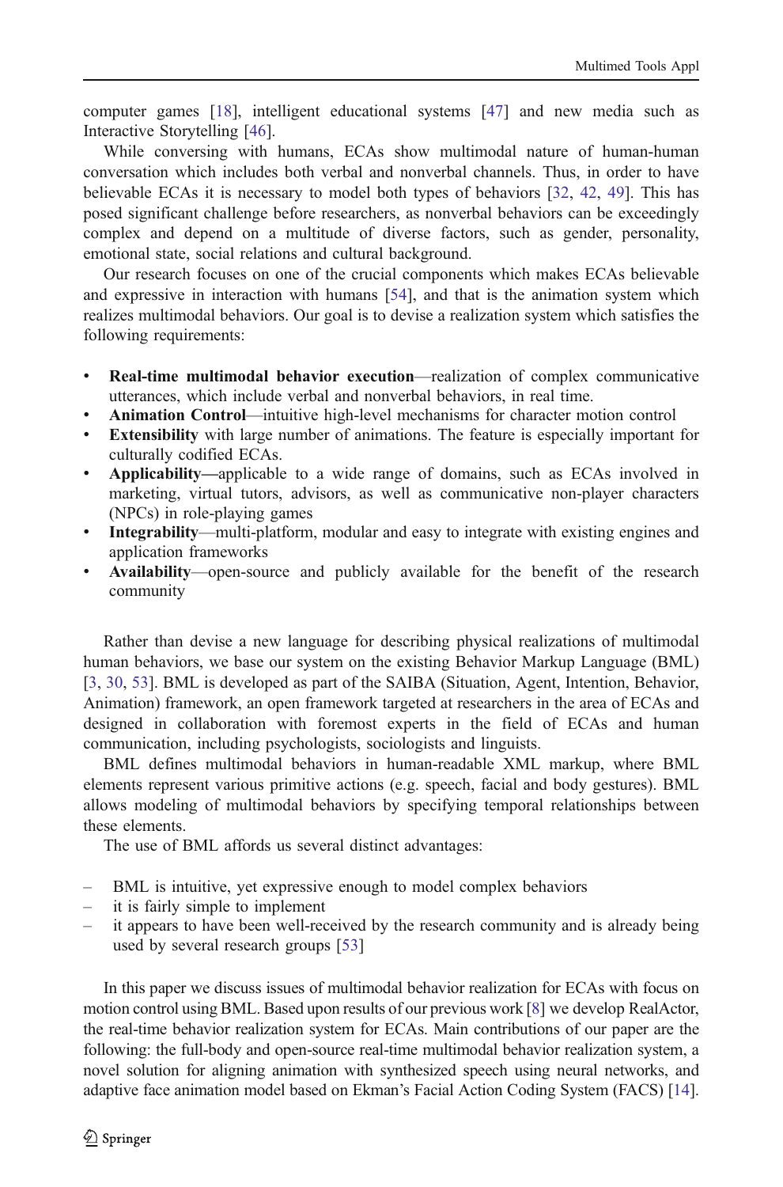computer games [18], intelligent educational systems [47] and new media such as Interactive Storytelling [46].

While conversing with humans, ECAs show multimodal nature of human-human conversation which includes both verbal and nonverbal channels. Thus, in order to have believable ECAs it is necessary to model both types of behaviors [32, 42, 49]. This has posed significant challenge before researchers, as nonverbal behaviors can be exceedingly complex and depend on a multitude of diverse factors, such as gender, personality, emotional state, social relations and cultural background.

Our research focuses on one of the crucial components which makes ECAs believable and expressive in interaction with humans [54], and that is the animation system which realizes multimodal behaviors. Our goal is to devise a realization system which satisfies the following requirements:

- **Real-time multimodal behavior execution**—realization of complex communicative utterances, which include verbal and nonverbal behaviors, in real time.
- **Animation Control**—intuitive high-level mechanisms for character motion control
- **Extensibility** with large number of animations. The feature is especially important for culturally codified ECAs.
- **Applicability—**applicable to a wide range of domains, such as ECAs involved in marketing, virtual tutors, advisors, as well as communicative non-player characters (NPCs) in role-playing games
- **Integrability**—multi-platform, modular and easy to integrate with existing engines and application frameworks
- **Availability**—open-source and publicly available for the benefit of the research community

Rather than devise a new language for describing physical realizations of multimodal human behaviors, we base our system on the existing Behavior Markup Language (BML) [3, 30, 53]. BML is developed as part of the SAIBA (Situation, Agent, Intention, Behavior, Animation) framework, an open framework targeted at researchers in the area of ECAs and designed in collaboration with foremost experts in the field of ECAs and human communication, including psychologists, sociologists and linguists.

BML defines multimodal behaviors in human-readable XML markup, where BML elements represent various primitive actions (e.g. speech, facial and body gestures). BML allows modeling of multimodal behaviors by specifying temporal relationships between these elements.

The use of BML affords us several distinct advantages:

- BML is intuitive, yet expressive enough to model complex behaviors
- it is fairly simple to implement
- it appears to have been well-received by the research community and is already being used by several research groups [53]

In this paper we discuss issues of multimodal behavior realization for ECAs with focus on motion control using BML. Based upon results of our previous work [8] we develop RealActor, the real-time behavior realization system for ECAs. Main contributions of our paper are the following: the full-body and open-source real-time multimodal behavior realization system, a novel solution for aligning animation with synthesized speech using neural networks, and adaptive face animation model based on Ekman's Facial Action Coding System (FACS) [14].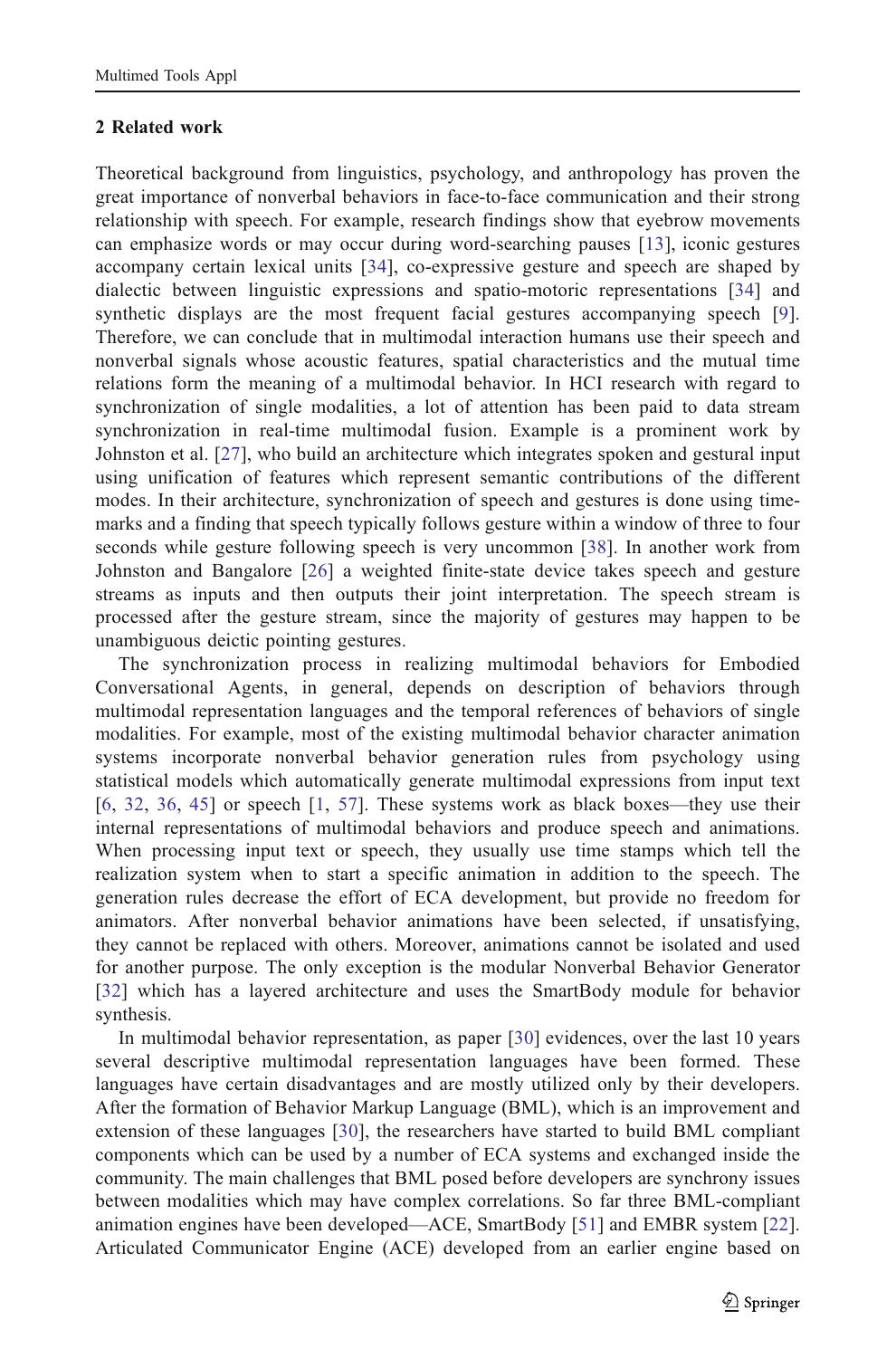## 2 Related work

Theoretical background from linguistics, psychology, and anthropology has proven the great importance of nonverbal behaviors in face-to-face communication and their strong relationship with speech. For example, research findings show that eyebrow movements can emphasize words or may occur during word-searching pauses [13], iconic gestures accompany certain lexical units [34], co-expressive gesture and speech are shaped by dialectic between linguistic expressions and spatio-motoric representations [34] and synthetic displays are the most frequent facial gestures accompanying speech [9]. Therefore, we can conclude that in multimodal interaction humans use their speech and nonverbal signals whose acoustic features, spatial characteristics and the mutual time relations form the meaning of a multimodal behavior. In HCI research with regard to synchronization of single modalities, a lot of attention has been paid to data stream synchronization in real-time multimodal fusion. Example is a prominent work by Johnston et al. [27], who build an architecture which integrates spoken and gestural input using unification of features which represent semantic contributions of the different modes. In their architecture, synchronization of speech and gestures is done using time-marks and a finding that speech typically follows gesture within a window of three to four seconds while gesture following speech is very uncommon [38]. In another work from Johnston and Bangalore [26] a weighted finite-state device takes speech and gesture streams as inputs and then outputs their joint interpretation. The speech stream is processed after the gesture stream, since the majority of gestures may happen to be unambiguous deictic pointing gestures.

The synchronization process in realizing multimodal behaviors for Embodied Conversational Agents, in general, depends on description of behaviors through multimodal representation languages and the temporal references of behaviors of single modalities. For example, most of the existing multimodal behavior character animation systems incorporate nonverbal behavior generation rules from psychology using statistical models which automatically generate multimodal expressions from input text [6, 32, 36, 45] or speech [1, 57]. These systems work as black boxes—they use their internal representations of multimodal behaviors and produce speech and animations. When processing input text or speech, they usually use time stamps which tell the realization system when to start a specific animation in addition to the speech. The generation rules decrease the effort of ECA development, but provide no freedom for animators. After nonverbal behavior animations have been selected, if unsatisfying, they cannot be replaced with others. Moreover, animations cannot be isolated and used for another purpose. The only exception is the modular Nonverbal Behavior Generator [32] which has a layered architecture and uses the SmartBody module for behavior synthesis.

In multimodal behavior representation, as paper [30] evidences, over the last 10 years several descriptive multimodal representation languages have been formed. These languages have certain disadvantages and are mostly utilized only by their developers. After the formation of Behavior Markup Language (BML), which is an improvement and extension of these languages [30], the researchers have started to build BML compliant components which can be used by a number of ECA systems and exchanged inside the community. The main challenges that BML posed before developers are synchrony issues between modalities which may have complex correlations. So far three BML-compliant animation engines have been developed—ACE, SmartBody [51] and EMBR system [22]. Articulated Communicator Engine (ACE) developed from an earlier engine based on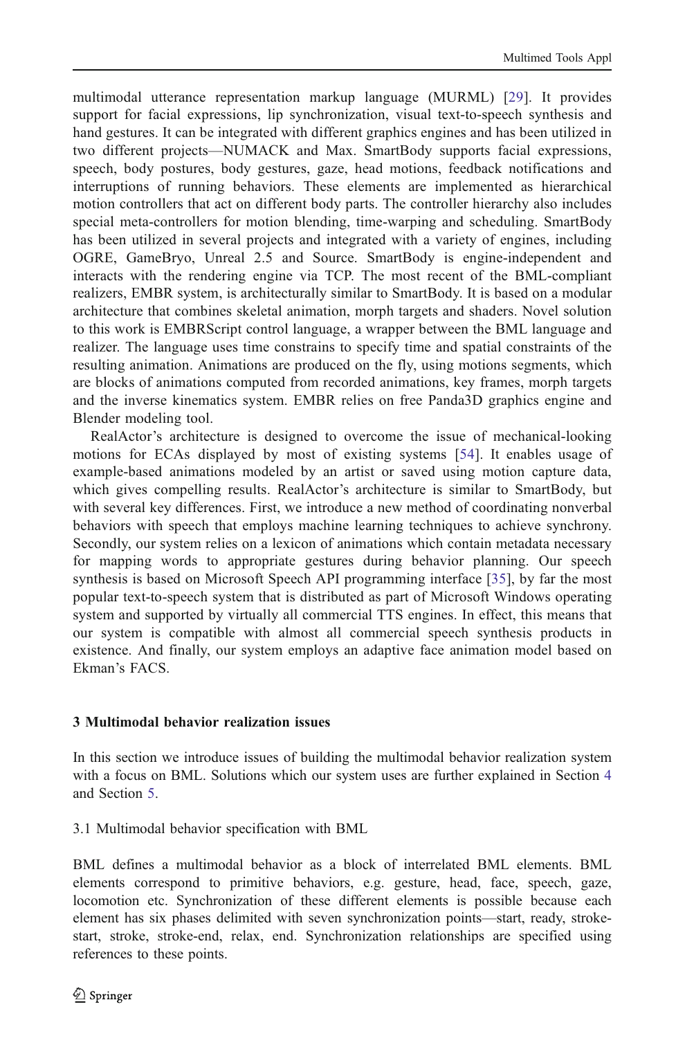multimodal utterance representation markup language (MURML) [29]. It provides support for facial expressions, lip synchronization, visual text-to-speech synthesis and hand gestures. It can be integrated with different graphics engines and has been utilized in two different projects—NUMACK and Max. SmartBody supports facial expressions, speech, body postures, body gestures, gaze, head motions, feedback notifications and interruptions of running behaviors. These elements are implemented as hierarchical motion controllers that act on different body parts. The controller hierarchy also includes special meta-controllers for motion blending, time-warping and scheduling. SmartBody has been utilized in several projects and integrated with a variety of engines, including OGRE, GameBryo, Unreal 2.5 and Source. SmartBody is engine-independent and interacts with the rendering engine via TCP. The most recent of the BML-compliant realizers, EMBR system, is architecturally similar to SmartBody. It is based on a modular architecture that combines skeletal animation, morph targets and shaders. Novel solution to this work is EMBRScript control language, a wrapper between the BML language and realizer. The language uses time constrains to specify time and spatial constraints of the resulting animation. Animations are produced on the fly, using motions segments, which are blocks of animations computed from recorded animations, key frames, morph targets and the inverse kinematics system. EMBR relies on free Panda3D graphics engine and Blender modeling tool.

RealActor's architecture is designed to overcome the issue of mechanical-looking motions for ECAs displayed by most of existing systems [54]. It enables usage of example-based animations modeled by an artist or saved using motion capture data, which gives compelling results. RealActor's architecture is similar to SmartBody, but with several key differences. First, we introduce a new method of coordinating nonverbal behaviors with speech that employs machine learning techniques to achieve synchrony. Secondly, our system relies on a lexicon of animations which contain metadata necessary for mapping words to appropriate gestures during behavior planning. Our speech synthesis is based on Microsoft Speech API programming interface [35], by far the most popular text-to-speech system that is distributed as part of Microsoft Windows operating system and supported by virtually all commercial TTS engines. In effect, this means that our system is compatible with almost all commercial speech synthesis products in existence. And finally, our system employs an adaptive face animation model based on Ekman's FACS.

## 3 Multimodal behavior realization issues

In this section we introduce issues of building the multimodal behavior realization system with a focus on BML. Solutions which our system uses are further explained in Section 4 and Section 5.

### 3.1 Multimodal behavior specification with BML

BML defines a multimodal behavior as a block of interrelated BML elements. BML elements correspond to primitive behaviors, e.g. gesture, head, face, speech, gaze, locomotion etc. Synchronization of these different elements is possible because each element has six phases delimited with seven synchronization points—start, ready, stroke-start, stroke, stroke-end, relax, end. Synchronization relationships are specified using references to these points.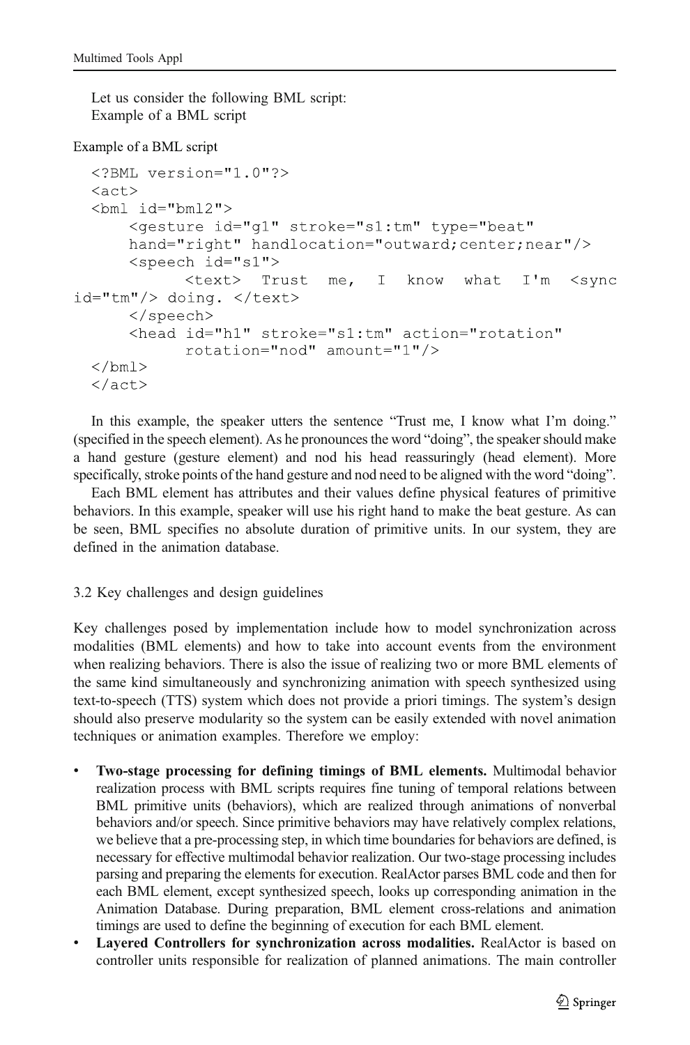Let us consider the following BML script:
Example of a BML script

Example of a BML script

```
<?BML version="1.0"?>
<act>
<bml id="bml2">
    <gesture id="g1" stroke="s1:tm" type="beat"
    hand="right" handlocation="outward;center;near"/>
    <speech id="s1">
          <text> Trust me, I know what I'm <sync
id="tm"/> doing. </text>
    </speech>
    <head id="h1" stroke="s1:tm" action="rotation"
          rotation="nod" amount="1"/>
</bml>
</act>
```

In this example, the speaker utters the sentence "Trust me, I know what I'm doing." (specified in the speech element). As he pronounces the word "doing", the speaker should make a hand gesture (gesture element) and nod his head reassuringly (head element). More specifically, stroke points of the hand gesture and nod need to be aligned with the word "doing".

Each BML element has attributes and their values define physical features of primitive behaviors. In this example, speaker will use his right hand to make the beat gesture. As can be seen, BML specifies no absolute duration of primitive units. In our system, they are defined in the animation database.

### 3.2 Key challenges and design guidelines

Key challenges posed by implementation include how to model synchronization across modalities (BML elements) and how to take into account events from the environment when realizing behaviors. There is also the issue of realizing two or more BML elements of the same kind simultaneously and synchronizing animation with speech synthesized using text-to-speech (TTS) system which does not provide a priori timings. The system's design should also preserve modularity so the system can be easily extended with novel animation techniques or animation examples. Therefore we employ:

- **Two-stage processing for defining timings of BML elements.** Multimodal behavior realization process with BML scripts requires fine tuning of temporal relations between BML primitive units (behaviors), which are realized through animations of nonverbal behaviors and/or speech. Since primitive behaviors may have relatively complex relations, we believe that a pre-processing step, in which time boundaries for behaviors are defined, is necessary for effective multimodal behavior realization. Our two-stage processing includes parsing and preparing the elements for execution. RealActor parses BML code and then for each BML element, except synthesized speech, looks up corresponding animation in the Animation Database. During preparation, BML element cross-relations and animation timings are used to define the beginning of execution for each BML element.
- **Layered Controllers for synchronization across modalities.** RealActor is based on controller units responsible for realization of planned animations. The main controller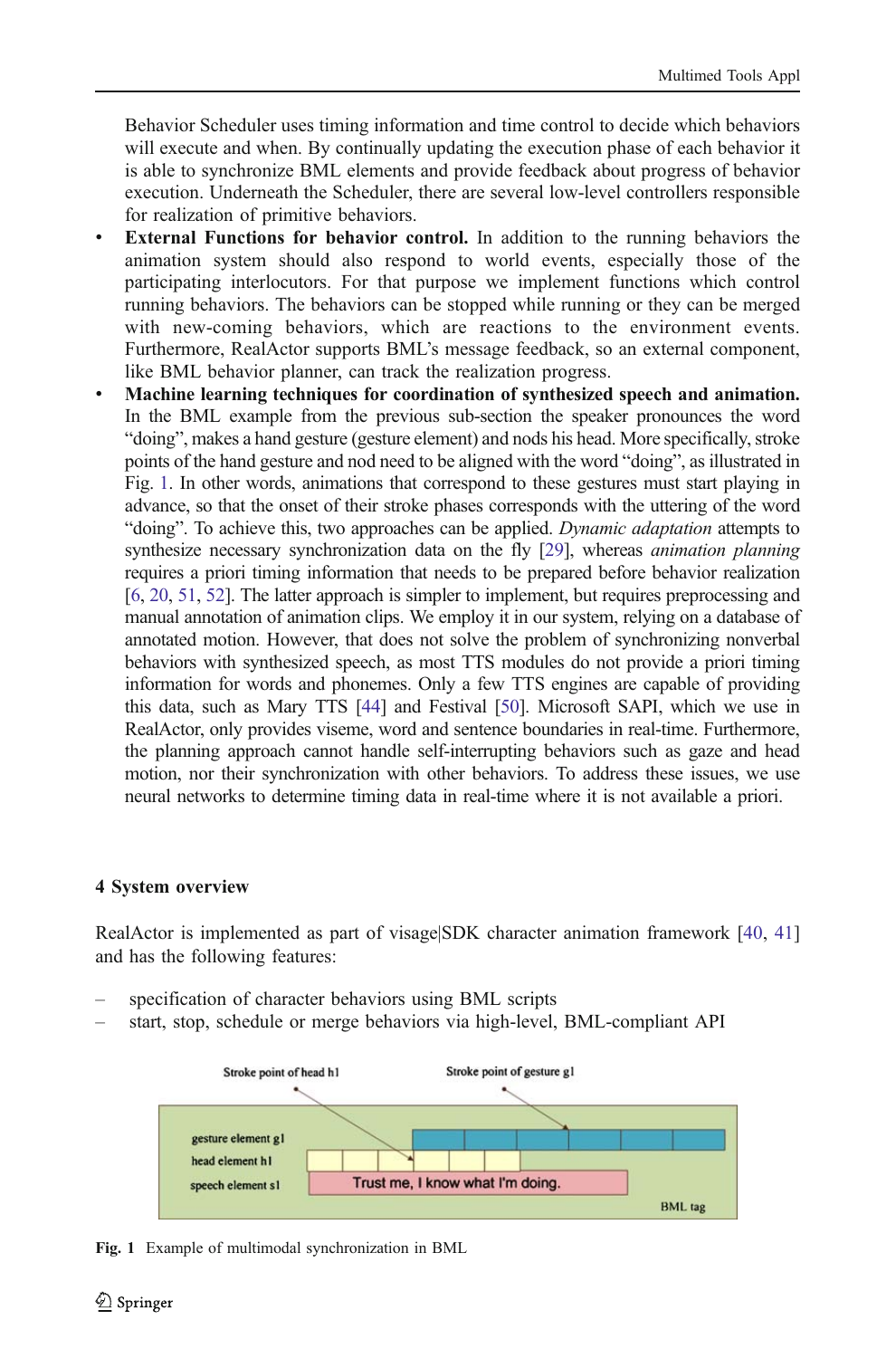Behavior Scheduler uses timing information and time control to decide which behaviors will execute and when. By continually updating the execution phase of each behavior it is able to synchronize BML elements and provide feedback about progress of behavior execution. Underneath the Scheduler, there are several low-level controllers responsible for realization of primitive behaviors.

- **External Functions for behavior control.** In addition to the running behaviors the animation system should also respond to world events, especially those of the participating interlocutors. For that purpose we implement functions which control running behaviors. The behaviors can be stopped while running or they can be merged with new-coming behaviors, which are reactions to the environment events. Furthermore, RealActor supports BML's message feedback, so an external component, like BML behavior planner, can track the realization progress.
- **Machine learning techniques for coordination of synthesized speech and animation.** In the BML example from the previous sub-section the speaker pronounces the word "doing", makes a hand gesture (gesture element) and nods his head. More specifically, stroke points of the hand gesture and nod need to be aligned with the word "doing", as illustrated in Fig. 1. In other words, animations that correspond to these gestures must start playing in advance, so that the onset of their stroke phases corresponds with the uttering of the word "doing". To achieve this, two approaches can be applied. *Dynamic adaptation* attempts to synthesize necessary synchronization data on the fly [29], whereas *animation planning* requires a priori timing information that needs to be prepared before behavior realization [6, 20, 51, 52]. The latter approach is simpler to implement, but requires preprocessing and manual annotation of animation clips. We employ it in our system, relying on a database of annotated motion. However, that does not solve the problem of synchronizing nonverbal behaviors with synthesized speech, as most TTS modules do not provide a priori timing information for words and phonemes. Only a few TTS engines are capable of providing this data, such as Mary TTS [44] and Festival [50]. Microsoft SAPI, which we use in RealActor, only provides viseme, word and sentence boundaries in real-time. Furthermore, the planning approach cannot handle self-interrupting behaviors such as gaze and head motion, nor their synchronization with other behaviors. To address these issues, we use neural networks to determine timing data in real-time where it is not available a priori.

## 4 System overview

RealActor is implemented as part of visage|SDK character animation framework [40, 41] and has the following features:

- specification of character behaviors using BML scripts
- start, stop, schedule or merge behaviors via high-level, BML-compliant API

Stroke point of head h1 — Stroke point of gesture g1

gesture element g1 · head element h1 · speech element s1: Trust me, I know what I'm doing. · BML tag

**Fig. 1** Example of multimodal synchronization in BML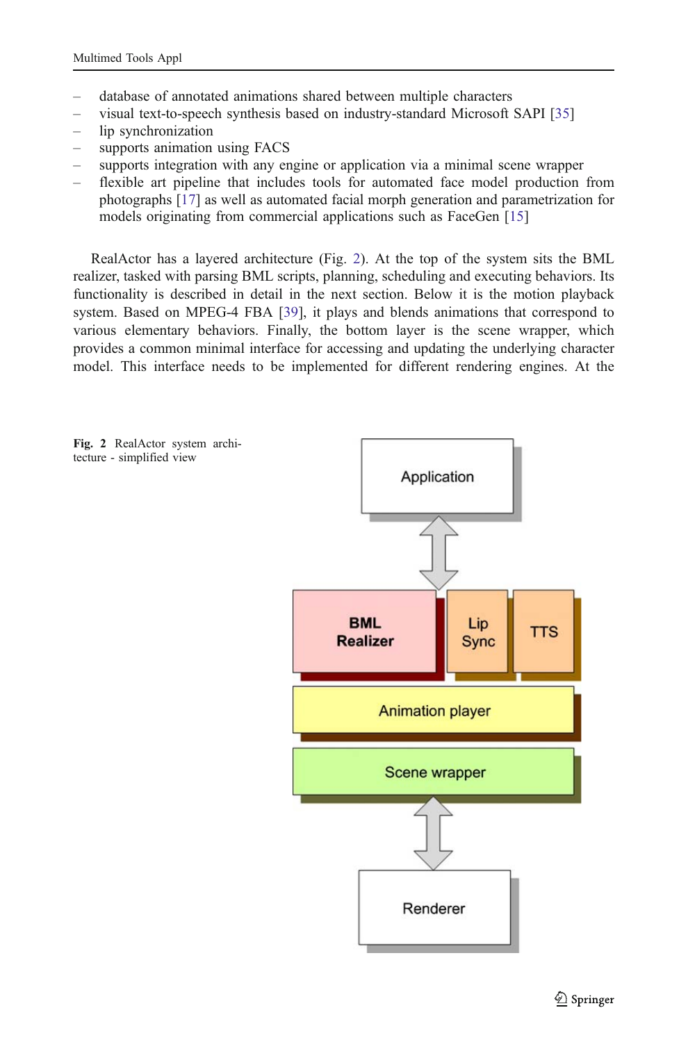- database of annotated animations shared between multiple characters
- visual text-to-speech synthesis based on industry-standard Microsoft SAPI [35]
- lip synchronization
- supports animation using FACS
- supports integration with any engine or application via a minimal scene wrapper
- flexible art pipeline that includes tools for automated face model production from photographs [17] as well as automated facial morph generation and parametrization for models originating from commercial applications such as FaceGen [15]

RealActor has a layered architecture (Fig. 2). At the top of the system sits the BML realizer, tasked with parsing BML scripts, planning, scheduling and executing behaviors. Its functionality is described in detail in the next section. Below it is the motion playback system. Based on MPEG-4 FBA [39], it plays and blends animations that correspond to various elementary behaviors. Finally, the bottom layer is the scene wrapper, which provides a common minimal interface for accessing and updating the underlying character model. This interface needs to be implemented for different rendering engines. At the

**Fig. 2** RealActor system architecture - simplified view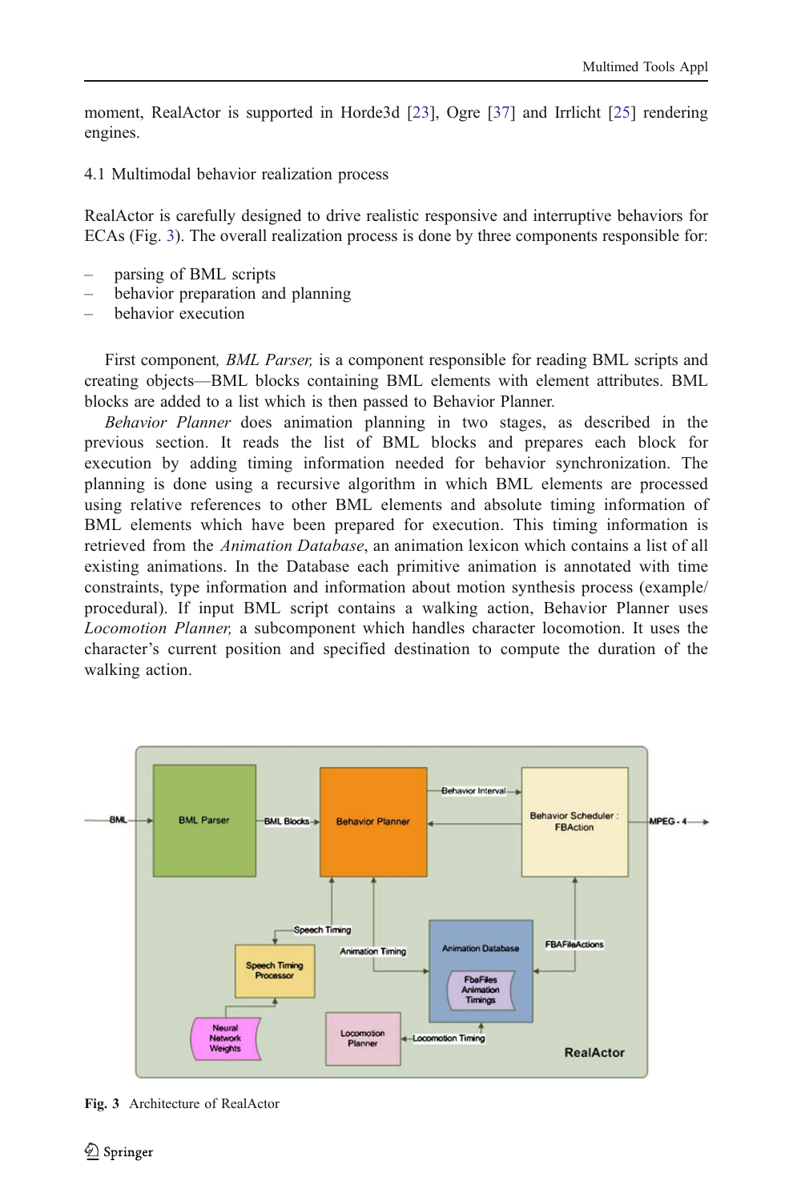moment, RealActor is supported in Horde3d [23], Ogre [37] and Irrlicht [25] rendering engines.

### 4.1 Multimodal behavior realization process

RealActor is carefully designed to drive realistic responsive and interruptive behaviors for ECAs (Fig. 3). The overall realization process is done by three components responsible for:

- parsing of BML scripts
- behavior preparation and planning
- behavior execution

First component, *BML Parser,* is a component responsible for reading BML scripts and creating objects—BML blocks containing BML elements with element attributes. BML blocks are added to a list which is then passed to Behavior Planner.

*Behavior Planner* does animation planning in two stages, as described in the previous section. It reads the list of BML blocks and prepares each block for execution by adding timing information needed for behavior synchronization. The planning is done using a recursive algorithm in which BML elements are processed using relative references to other BML elements and absolute timing information of BML elements which have been prepared for execution. This timing information is retrieved from the *Animation Database*, an animation lexicon which contains a list of all existing animations. In the Database each primitive animation is annotated with time constraints, type information and information about motion synthesis process (example/procedural). If input BML script contains a walking action, Behavior Planner uses *Locomotion Planner,* a subcomponent which handles character locomotion. It uses the character's current position and specified destination to compute the duration of the walking action.

**Fig. 3** Architecture of RealActor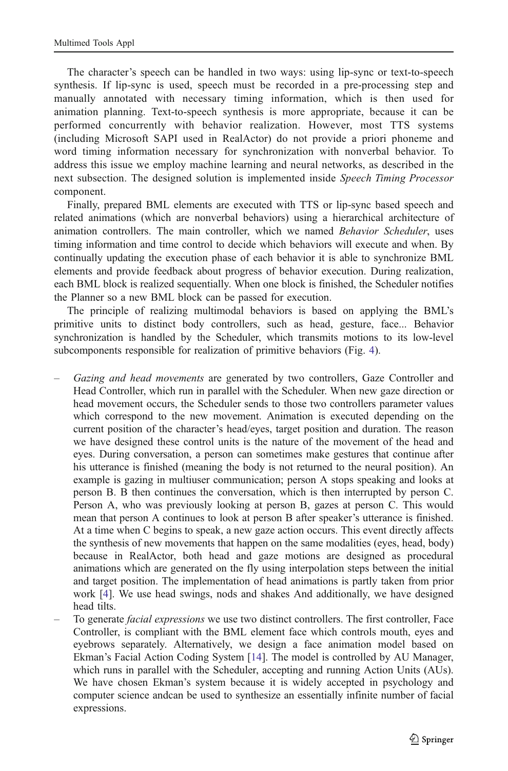The character's speech can be handled in two ways: using lip-sync or text-to-speech synthesis. If lip-sync is used, speech must be recorded in a pre-processing step and manually annotated with necessary timing information, which is then used for animation planning. Text-to-speech synthesis is more appropriate, because it can be performed concurrently with behavior realization. However, most TTS systems (including Microsoft SAPI used in RealActor) do not provide a priori phoneme and word timing information necessary for synchronization with nonverbal behavior. To address this issue we employ machine learning and neural networks, as described in the next subsection. The designed solution is implemented inside *Speech Timing Processor* component.

Finally, prepared BML elements are executed with TTS or lip-sync based speech and related animations (which are nonverbal behaviors) using a hierarchical architecture of animation controllers. The main controller, which we named *Behavior Scheduler*, uses timing information and time control to decide which behaviors will execute and when. By continually updating the execution phase of each behavior it is able to synchronize BML elements and provide feedback about progress of behavior execution. During realization, each BML block is realized sequentially. When one block is finished, the Scheduler notifies the Planner so a new BML block can be passed for execution.

The principle of realizing multimodal behaviors is based on applying the BML's primitive units to distinct body controllers, such as head, gesture, face... Behavior synchronization is handled by the Scheduler, which transmits motions to its low-level subcomponents responsible for realization of primitive behaviors (Fig. 4).

- *Gazing and head movements* are generated by two controllers, Gaze Controller and Head Controller, which run in parallel with the Scheduler. When new gaze direction or head movement occurs, the Scheduler sends to those two controllers parameter values which correspond to the new movement. Animation is executed depending on the current position of the character's head/eyes, target position and duration. The reason we have designed these control units is the nature of the movement of the head and eyes. During conversation, a person can sometimes make gestures that continue after his utterance is finished (meaning the body is not returned to the neural position). An example is gazing in multiuser communication; person A stops speaking and looks at person B. B then continues the conversation, which is then interrupted by person C. Person A, who was previously looking at person B, gazes at person C. This would mean that person A continues to look at person B after speaker's utterance is finished. At a time when C begins to speak, a new gaze action occurs. This event directly affects the synthesis of new movements that happen on the same modalities (eyes, head, body) because in RealActor, both head and gaze motions are designed as procedural animations which are generated on the fly using interpolation steps between the initial and target position. The implementation of head animations is partly taken from prior work [4]. We use head swings, nods and shakes And additionally, we have designed head tilts.
- To generate *facial expressions* we use two distinct controllers. The first controller, Face Controller, is compliant with the BML element face which controls mouth, eyes and eyebrows separately. Alternatively, we design a face animation model based on Ekman's Facial Action Coding System [14]. The model is controlled by AU Manager, which runs in parallel with the Scheduler, accepting and running Action Units (AUs). We have chosen Ekman's system because it is widely accepted in psychology and computer science andcan be used to synthesize an essentially infinite number of facial expressions.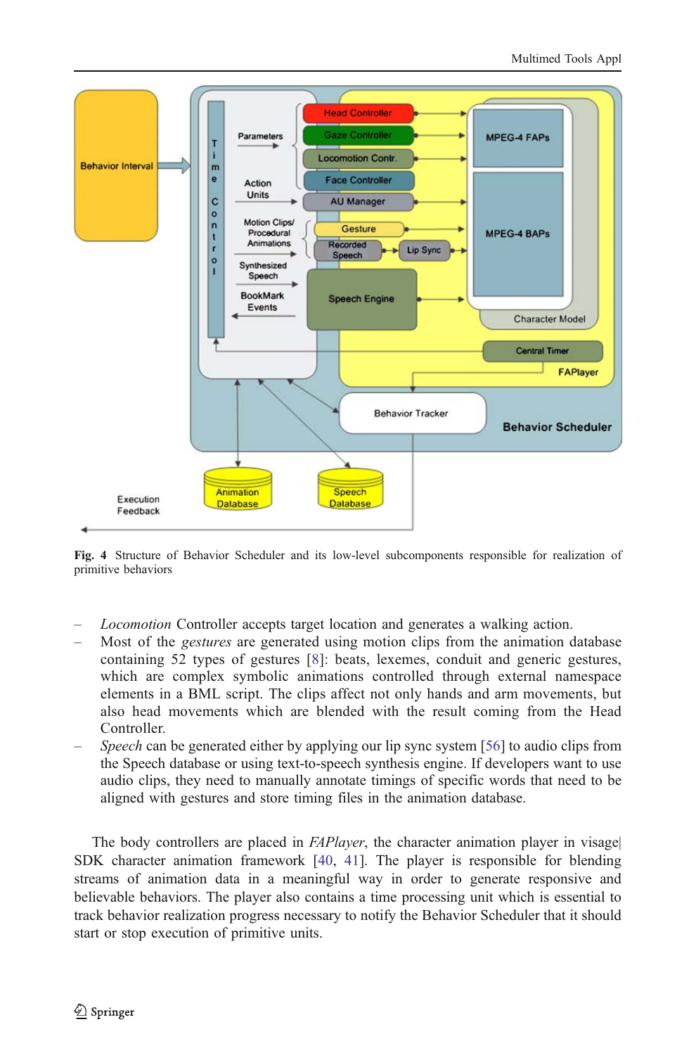**Fig. 4** Structure of Behavior Scheduler and its low-level subcomponents responsible for realization of primitive behaviors

- *Locomotion* Controller accepts target location and generates a walking action.
- Most of the *gestures* are generated using motion clips from the animation database containing 52 types of gestures [8]: beats, lexemes, conduit and generic gestures, which are complex symbolic animations controlled through external namespace elements in a BML script. The clips affect not only hands and arm movements, but also head movements which are blended with the result coming from the Head Controller.
- *Speech* can be generated either by applying our lip sync system [56] to audio clips from the Speech database or using text-to-speech synthesis engine. If developers want to use audio clips, they need to manually annotate timings of specific words that need to be aligned with gestures and store timing files in the animation database.

The body controllers are placed in *FAPlayer*, the character animation player in visage| SDK character animation framework [40, 41]. The player is responsible for blending streams of animation data in a meaningful way in order to generate responsive and believable behaviors. The player also contains a time processing unit which is essential to track behavior realization progress necessary to notify the Behavior Scheduler that it should start or stop execution of primitive units.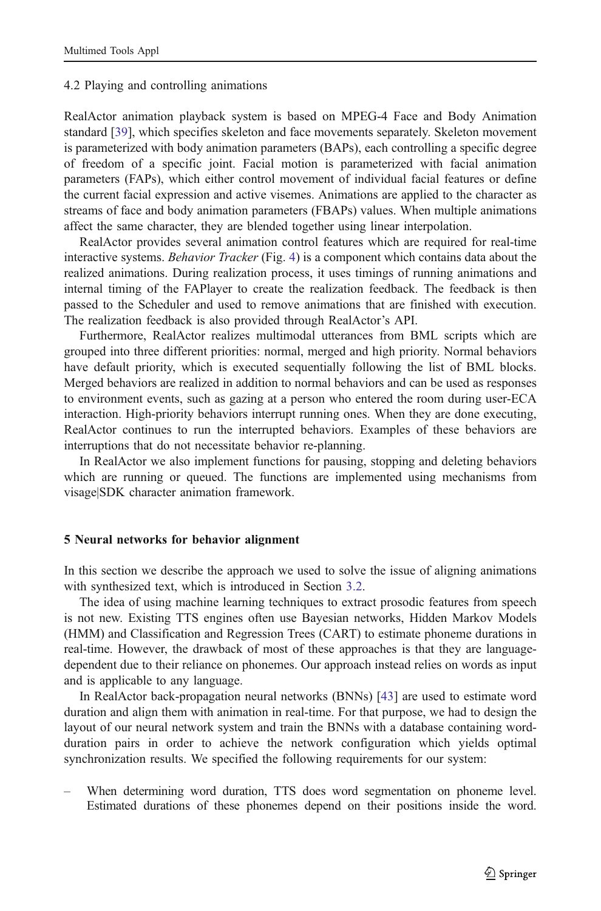### 4.2 Playing and controlling animations

RealActor animation playback system is based on MPEG-4 Face and Body Animation standard [39], which specifies skeleton and face movements separately. Skeleton movement is parameterized with body animation parameters (BAPs), each controlling a specific degree of freedom of a specific joint. Facial motion is parameterized with facial animation parameters (FAPs), which either control movement of individual facial features or define the current facial expression and active visemes. Animations are applied to the character as streams of face and body animation parameters (FBAPs) values. When multiple animations affect the same character, they are blended together using linear interpolation.

RealActor provides several animation control features which are required for real-time interactive systems. *Behavior Tracker* (Fig. 4) is a component which contains data about the realized animations. During realization process, it uses timings of running animations and internal timing of the FAPlayer to create the realization feedback. The feedback is then passed to the Scheduler and used to remove animations that are finished with execution. The realization feedback is also provided through RealActor's API.

Furthermore, RealActor realizes multimodal utterances from BML scripts which are grouped into three different priorities: normal, merged and high priority. Normal behaviors have default priority, which is executed sequentially following the list of BML blocks. Merged behaviors are realized in addition to normal behaviors and can be used as responses to environment events, such as gazing at a person who entered the room during user-ECA interaction. High-priority behaviors interrupt running ones. When they are done executing, RealActor continues to run the interrupted behaviors. Examples of these behaviors are interruptions that do not necessitate behavior re-planning.

In RealActor we also implement functions for pausing, stopping and deleting behaviors which are running or queued. The functions are implemented using mechanisms from visage|SDK character animation framework.

## 5 Neural networks for behavior alignment

In this section we describe the approach we used to solve the issue of aligning animations with synthesized text, which is introduced in Section 3.2.

The idea of using machine learning techniques to extract prosodic features from speech is not new. Existing TTS engines often use Bayesian networks, Hidden Markov Models (HMM) and Classification and Regression Trees (CART) to estimate phoneme durations in real-time. However, the drawback of most of these approaches is that they are language-dependent due to their reliance on phonemes. Our approach instead relies on words as input and is applicable to any language.

In RealActor back-propagation neural networks (BNNs) [43] are used to estimate word duration and align them with animation in real-time. For that purpose, we had to design the layout of our neural network system and train the BNNs with a database containing word-duration pairs in order to achieve the network configuration which yields optimal synchronization results. We specified the following requirements for our system:

– When determining word duration, TTS does word segmentation on phoneme level. Estimated durations of these phonemes depend on their positions inside the word.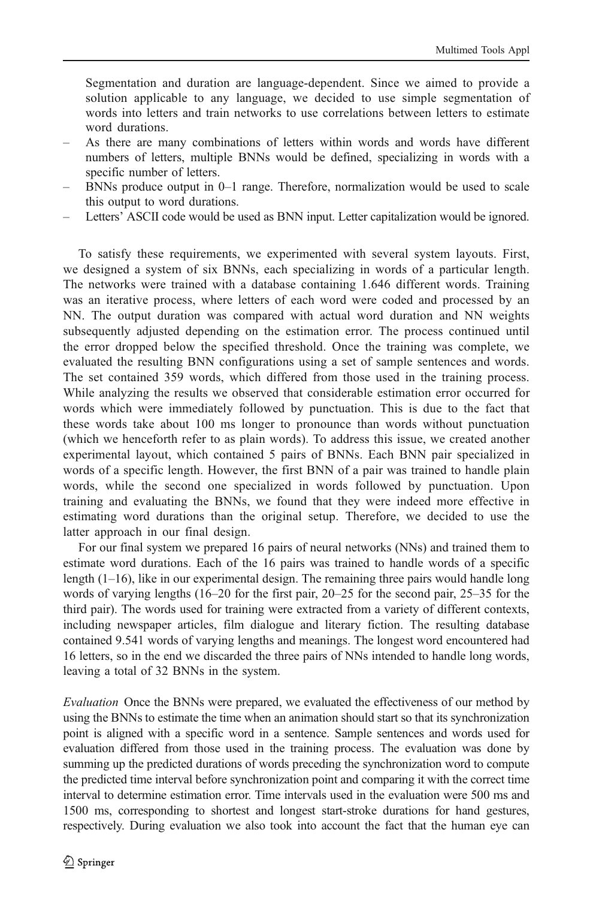Segmentation and duration are language-dependent. Since we aimed to provide a solution applicable to any language, we decided to use simple segmentation of words into letters and train networks to use correlations between letters to estimate word durations.

- As there are many combinations of letters within words and words have different numbers of letters, multiple BNNs would be defined, specializing in words with a specific number of letters.
- BNNs produce output in 0–1 range. Therefore, normalization would be used to scale this output to word durations.
- Letters' ASCII code would be used as BNN input. Letter capitalization would be ignored.

To satisfy these requirements, we experimented with several system layouts. First, we designed a system of six BNNs, each specializing in words of a particular length. The networks were trained with a database containing 1.646 different words. Training was an iterative process, where letters of each word were coded and processed by an NN. The output duration was compared with actual word duration and NN weights subsequently adjusted depending on the estimation error. The process continued until the error dropped below the specified threshold. Once the training was complete, we evaluated the resulting BNN configurations using a set of sample sentences and words. The set contained 359 words, which differed from those used in the training process. While analyzing the results we observed that considerable estimation error occurred for words which were immediately followed by punctuation. This is due to the fact that these words take about 100 ms longer to pronounce than words without punctuation (which we henceforth refer to as plain words). To address this issue, we created another experimental layout, which contained 5 pairs of BNNs. Each BNN pair specialized in words of a specific length. However, the first BNN of a pair was trained to handle plain words, while the second one specialized in words followed by punctuation. Upon training and evaluating the BNNs, we found that they were indeed more effective in estimating word durations than the original setup. Therefore, we decided to use the latter approach in our final design.

For our final system we prepared 16 pairs of neural networks (NNs) and trained them to estimate word durations. Each of the 16 pairs was trained to handle words of a specific length (1–16), like in our experimental design. The remaining three pairs would handle long words of varying lengths (16–20 for the first pair, 20–25 for the second pair, 25–35 for the third pair). The words used for training were extracted from a variety of different contexts, including newspaper articles, film dialogue and literary fiction. The resulting database contained 9.541 words of varying lengths and meanings. The longest word encountered had 16 letters, so in the end we discarded the three pairs of NNs intended to handle long words, leaving a total of 32 BNNs in the system.

*Evaluation* Once the BNNs were prepared, we evaluated the effectiveness of our method by using the BNNs to estimate the time when an animation should start so that its synchronization point is aligned with a specific word in a sentence. Sample sentences and words used for evaluation differed from those used in the training process. The evaluation was done by summing up the predicted durations of words preceding the synchronization word to compute the predicted time interval before synchronization point and comparing it with the correct time interval to determine estimation error. Time intervals used in the evaluation were 500 ms and 1500 ms, corresponding to shortest and longest start-stroke durations for hand gestures, respectively. During evaluation we also took into account the fact that the human eye can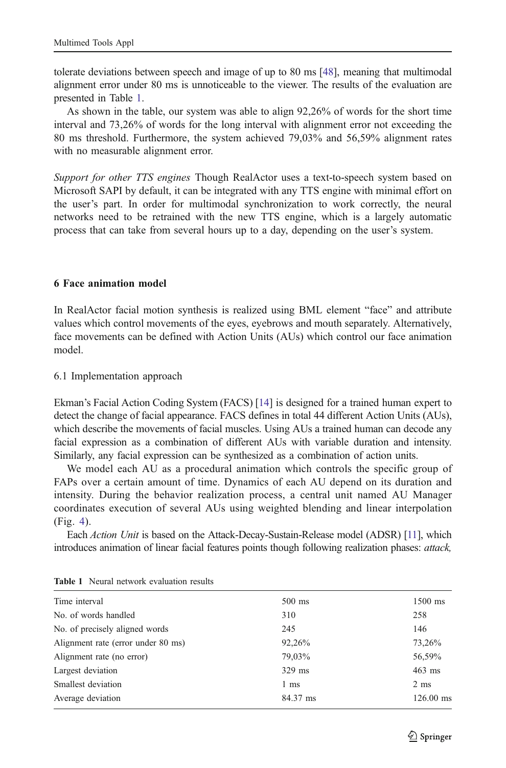tolerate deviations between speech and image of up to 80 ms [48], meaning that multimodal alignment error under 80 ms is unnoticeable to the viewer. The results of the evaluation are presented in Table 1.

As shown in the table, our system was able to align 92,26% of words for the short time interval and 73,26% of words for the long interval with alignment error not exceeding the 80 ms threshold. Furthermore, the system achieved 79,03% and 56,59% alignment rates with no measurable alignment error.

*Support for other TTS engines* Though RealActor uses a text-to-speech system based on Microsoft SAPI by default, it can be integrated with any TTS engine with minimal effort on the user's part. In order for multimodal synchronization to work correctly, the neural networks need to be retrained with the new TTS engine, which is a largely automatic process that can take from several hours up to a day, depending on the user's system.

## 6 Face animation model

In RealActor facial motion synthesis is realized using BML element "face" and attribute values which control movements of the eyes, eyebrows and mouth separately. Alternatively, face movements can be defined with Action Units (AUs) which control our face animation model.

### 6.1 Implementation approach

Ekman's Facial Action Coding System (FACS) [14] is designed for a trained human expert to detect the change of facial appearance. FACS defines in total 44 different Action Units (AUs), which describe the movements of facial muscles. Using AUs a trained human can decode any facial expression as a combination of different AUs with variable duration and intensity. Similarly, any facial expression can be synthesized as a combination of action units.

We model each AU as a procedural animation which controls the specific group of FAPs over a certain amount of time. Dynamics of each AU depend on its duration and intensity. During the behavior realization process, a central unit named AU Manager coordinates execution of several AUs using weighted blending and linear interpolation (Fig. 4).

Each *Action Unit* is based on the Attack-Decay-Sustain-Release model (ADSR) [11], which introduces animation of linear facial features points though following realization phases: *attack,*

**Table 1** Neural network evaluation results

| Time interval | 500 ms | 1500 ms |
|---|---|---|
| No. of words handled | 310 | 258 |
| No. of precisely aligned words | 245 | 146 |
| Alignment rate (error under 80 ms) | 92,26% | 73,26% |
| Alignment rate (no error) | 79,03% | 56,59% |
| Largest deviation | 329 ms | 463 ms |
| Smallest deviation | 1 ms | 2 ms |
| Average deviation | 84.37 ms | 126.00 ms |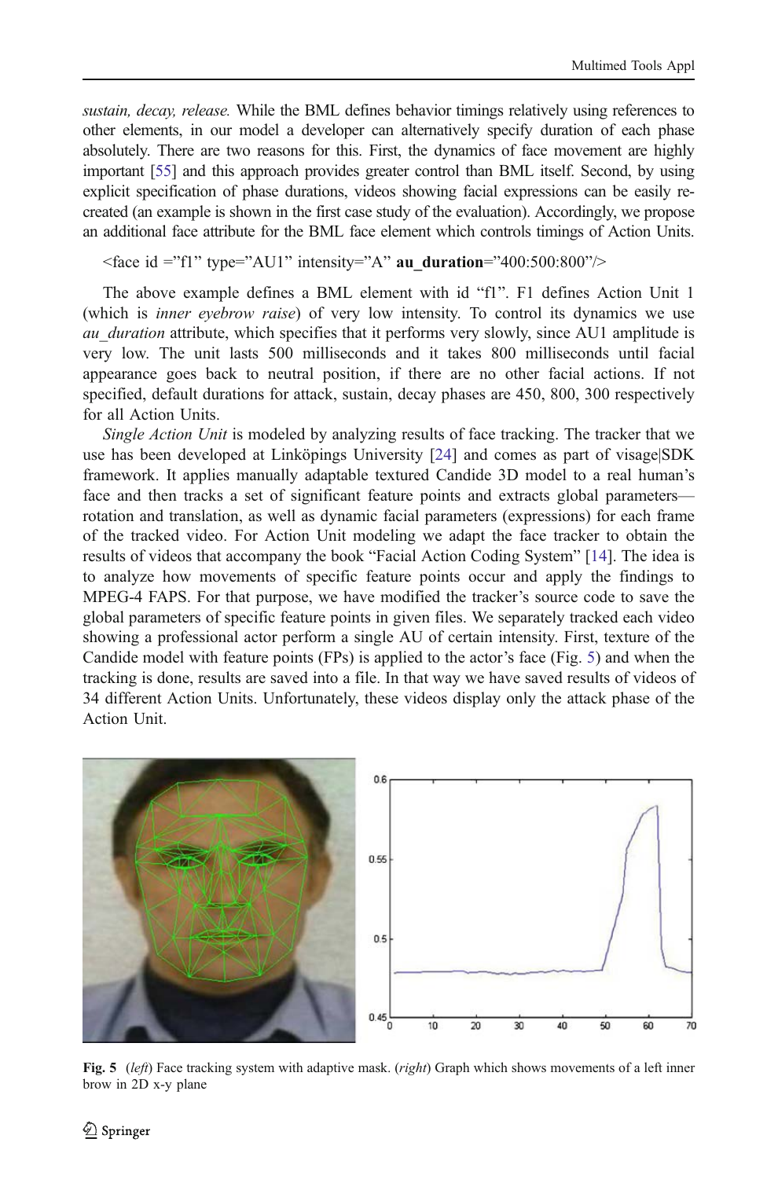*sustain, decay, release.* While the BML defines behavior timings relatively using references to other elements, in our model a developer can alternatively specify duration of each phase absolutely. There are two reasons for this. First, the dynamics of face movement are highly important [55] and this approach provides greater control than BML itself. Second, by using explicit specification of phase durations, videos showing facial expressions can be easily re-created (an example is shown in the first case study of the evaluation). Accordingly, we propose an additional face attribute for the BML face element which controls timings of Action Units.

<face id ="f1" type="AU1" intensity="A" **au_duration**="400:500:800"/>

The above example defines a BML element with id "f1". F1 defines Action Unit 1 (which is *inner eyebrow raise*) of very low intensity. To control its dynamics we use *au_duration* attribute, which specifies that it performs very slowly, since AU1 amplitude is very low. The unit lasts 500 milliseconds and it takes 800 milliseconds until facial appearance goes back to neutral position, if there are no other facial actions. If not specified, default durations for attack, sustain, decay phases are 450, 800, 300 respectively for all Action Units.

*Single Action Unit* is modeled by analyzing results of face tracking. The tracker that we use has been developed at Linköpings University [24] and comes as part of visage|SDK framework. It applies manually adaptable textured Candide 3D model to a real human's face and then tracks a set of significant feature points and extracts global parameters—rotation and translation, as well as dynamic facial parameters (expressions) for each frame of the tracked video. For Action Unit modeling we adapt the face tracker to obtain the results of videos that accompany the book "Facial Action Coding System" [14]. The idea is to analyze how movements of specific feature points occur and apply the findings to MPEG-4 FAPS. For that purpose, we have modified the tracker's source code to save the global parameters of specific feature points in given files. We separately tracked each video showing a professional actor perform a single AU of certain intensity. First, texture of the Candide model with feature points (FPs) is applied to the actor's face (Fig. 5) and when the tracking is done, results are saved into a file. In that way we have saved results of videos of 34 different Action Units. Unfortunately, these videos display only the attack phase of the Action Unit.

**Fig. 5** (*left*) Face tracking system with adaptive mask. (*right*) Graph which shows movements of a left inner brow in 2D x-y plane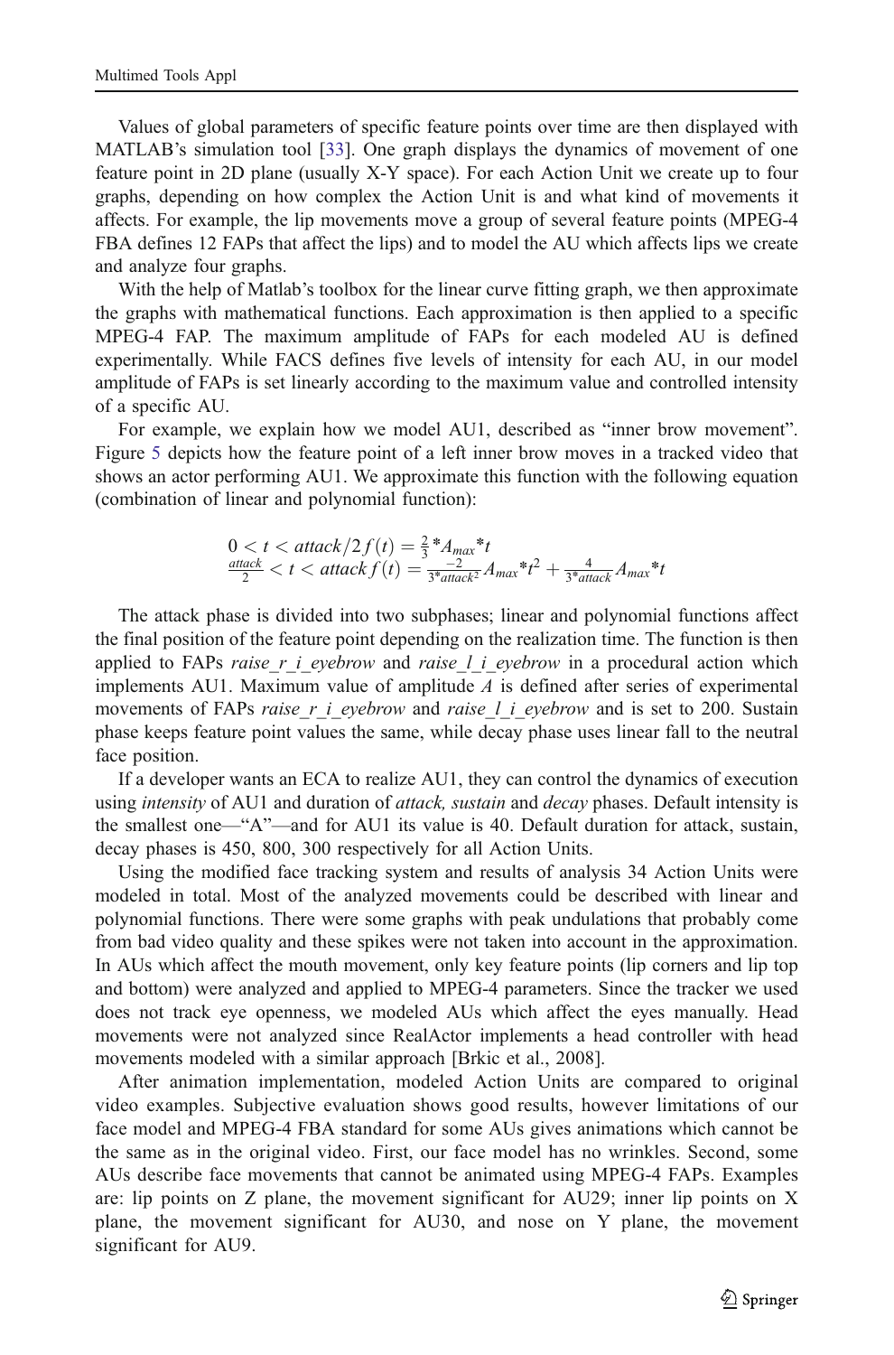Values of global parameters of specific feature points over time are then displayed with MATLAB's simulation tool [33]. One graph displays the dynamics of movement of one feature point in 2D plane (usually X-Y space). For each Action Unit we create up to four graphs, depending on how complex the Action Unit is and what kind of movements it affects. For example, the lip movements move a group of several feature points (MPEG-4 FBA defines 12 FAPs that affect the lips) and to model the AU which affects lips we create and analyze four graphs.

With the help of Matlab's toolbox for the linear curve fitting graph, we then approximate the graphs with mathematical functions. Each approximation is then applied to a specific MPEG-4 FAP. The maximum amplitude of FAPs for each modeled AU is defined experimentally. While FACS defines five levels of intensity for each AU, in our model amplitude of FAPs is set linearly according to the maximum value and controlled intensity of a specific AU.

For example, we explain how we model AU1, described as "inner brow movement". Figure 5 depicts how the feature point of a left inner brow moves in a tracked video that shows an actor performing AU1. We approximate this function with the following equation (combination of linear and polynomial function):

$$
\begin{aligned}
&0 < t < attack/2\, f(t) = \frac{2}{3} {}^{*} A_{max} {}^{*} t \\
&\frac{attack}{2} < t < attack\, f(t) = \frac{-2}{3^{*} attack^{2}} A_{max} {}^{*} t^{2} + \frac{4}{3^{*} attack} A_{max} {}^{*} t
\end{aligned}
$$

The attack phase is divided into two subphases; linear and polynomial functions affect the final position of the feature point depending on the realization time. The function is then applied to FAPs *raise_r_i_eyebrow* and *raise_l_i_eyebrow* in a procedural action which implements AU1. Maximum value of amplitude $A$ is defined after series of experimental movements of FAPs *raise_r_i_eyebrow* and *raise_l_i_eyebrow* and is set to 200. Sustain phase keeps feature point values the same, while decay phase uses linear fall to the neutral face position.

If a developer wants an ECA to realize AU1, they can control the dynamics of execution using *intensity* of AU1 and duration of *attack, sustain* and *decay* phases. Default intensity is the smallest one—"A"—and for AU1 its value is 40. Default duration for attack, sustain, decay phases is 450, 800, 300 respectively for all Action Units.

Using the modified face tracking system and results of analysis 34 Action Units were modeled in total. Most of the analyzed movements could be described with linear and polynomial functions. There were some graphs with peak undulations that probably come from bad video quality and these spikes were not taken into account in the approximation. In AUs which affect the mouth movement, only key feature points (lip corners and lip top and bottom) were analyzed and applied to MPEG-4 parameters. Since the tracker we used does not track eye openness, we modeled AUs which affect the eyes manually. Head movements were not analyzed since RealActor implements a head controller with head movements modeled with a similar approach [Brkic et al., 2008].

After animation implementation, modeled Action Units are compared to original video examples. Subjective evaluation shows good results, however limitations of our face model and MPEG-4 FBA standard for some AUs gives animations which cannot be the same as in the original video. First, our face model has no wrinkles. Second, some AUs describe face movements that cannot be animated using MPEG-4 FAPs. Examples are: lip points on Z plane, the movement significant for AU29; inner lip points on X plane, the movement significant for AU30, and nose on Y plane, the movement significant for AU9.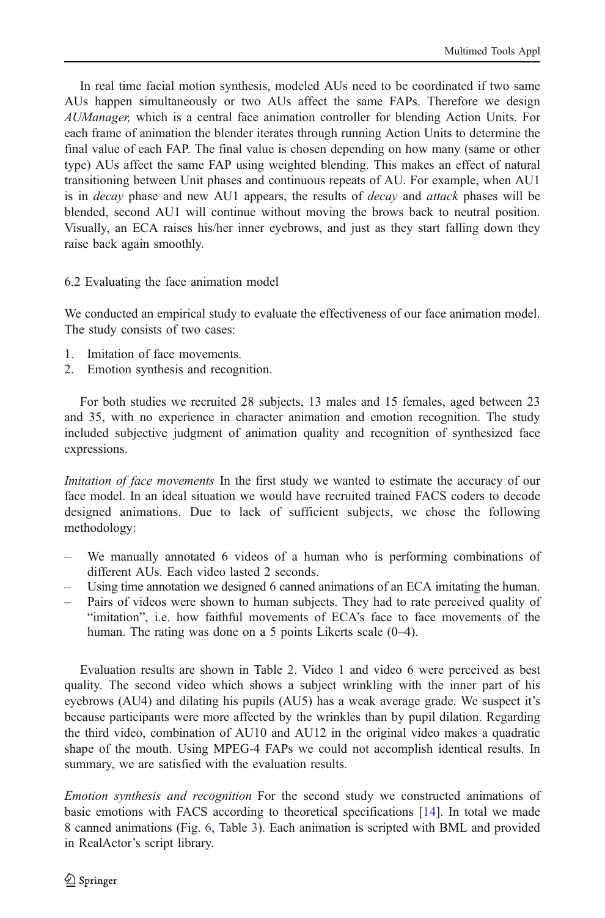In real time facial motion synthesis, modeled AUs need to be coordinated if two same AUs happen simultaneously or two AUs affect the same FAPs. Therefore we design *AUManager,* which is a central face animation controller for blending Action Units. For each frame of animation the blender iterates through running Action Units to determine the final value of each FAP. The final value is chosen depending on how many (same or other type) AUs affect the same FAP using weighted blending. This makes an effect of natural transitioning between Unit phases and continuous repeats of AU. For example, when AU1 is in *decay* phase and new AU1 appears, the results of *decay* and *attack* phases will be blended, second AU1 will continue without moving the brows back to neutral position. Visually, an ECA raises his/her inner eyebrows, and just as they start falling down they raise back again smoothly.

### 6.2 Evaluating the face animation model

We conducted an empirical study to evaluate the effectiveness of our face animation model. The study consists of two cases:

1. Imitation of face movements.
2. Emotion synthesis and recognition.

For both studies we recruited 28 subjects, 13 males and 15 females, aged between 23 and 35, with no experience in character animation and emotion recognition. The study included subjective judgment of animation quality and recognition of synthesized face expressions.

*Imitation of face movements* In the first study we wanted to estimate the accuracy of our face model. In an ideal situation we would have recruited trained FACS coders to decode designed animations. Due to lack of sufficient subjects, we chose the following methodology:

- We manually annotated 6 videos of a human who is performing combinations of different AUs. Each video lasted 2 seconds.
- Using time annotation we designed 6 canned animations of an ECA imitating the human.
- Pairs of videos were shown to human subjects. They had to rate perceived quality of "imitation", i.e. how faithful movements of ECA's face to face movements of the human. The rating was done on a 5 points Likerts scale (0–4).

Evaluation results are shown in Table 2. Video 1 and video 6 were perceived as best quality. The second video which shows a subject wrinkling with the inner part of his eyebrows (AU4) and dilating his pupils (AU5) has a weak average grade. We suspect it's because participants were more affected by the wrinkles than by pupil dilation. Regarding the third video, combination of AU10 and AU12 in the original video makes a quadratic shape of the mouth. Using MPEG-4 FAPs we could not accomplish identical results. In summary, we are satisfied with the evaluation results.

*Emotion synthesis and recognition* For the second study we constructed animations of basic emotions with FACS according to theoretical specifications [14]. In total we made 8 canned animations (Fig. 6, Table 3). Each animation is scripted with BML and provided in RealActor's script library.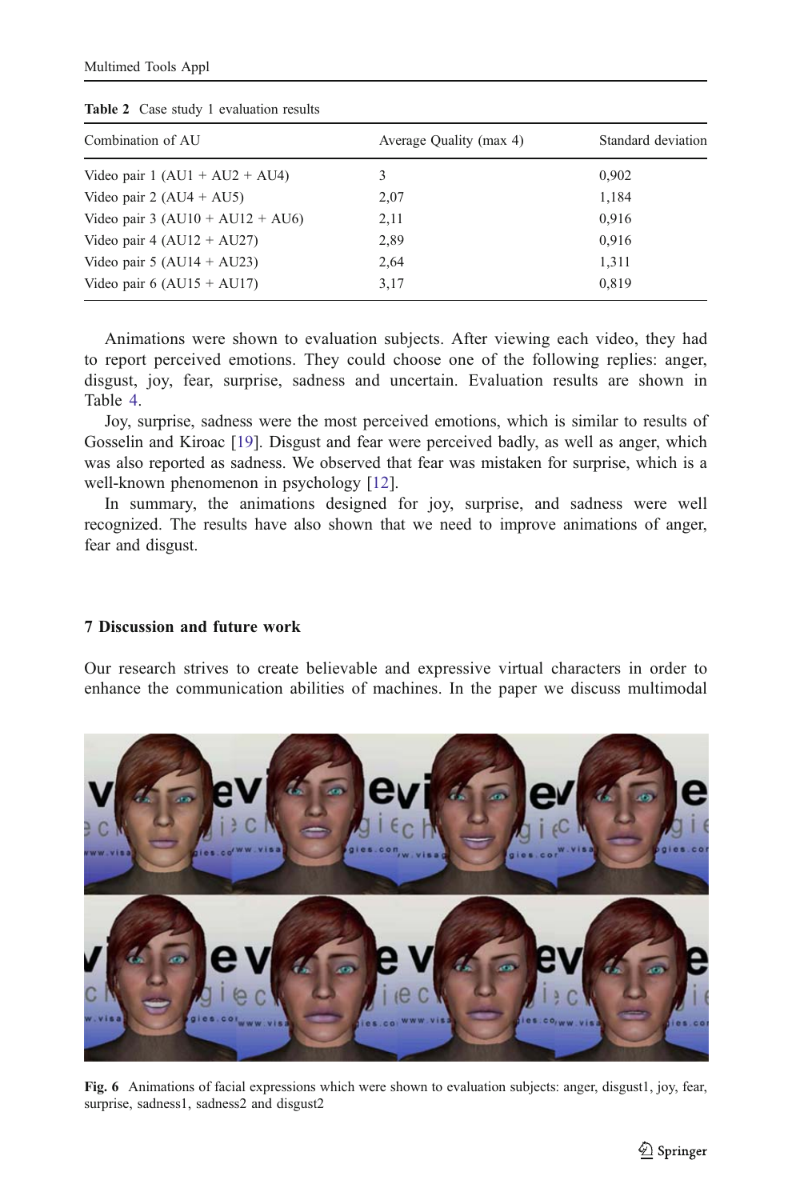**Table 2** Case study 1 evaluation results

| Combination of AU | Average Quality (max 4) | Standard deviation |
|---|---|---|
| Video pair 1 (AU1 + AU2 + AU4) | 3 | 0,902 |
| Video pair 2 (AU4 + AU5) | 2,07 | 1,184 |
| Video pair 3 (AU10 + AU12 + AU6) | 2,11 | 0,916 |
| Video pair 4 (AU12 + AU27) | 2,89 | 0,916 |
| Video pair 5 (AU14 + AU23) | 2,64 | 1,311 |
| Video pair 6 (AU15 + AU17) | 3,17 | 0,819 |

Animations were shown to evaluation subjects. After viewing each video, they had to report perceived emotions. They could choose one of the following replies: anger, disgust, joy, fear, surprise, sadness and uncertain. Evaluation results are shown in Table 4.

Joy, surprise, sadness were the most perceived emotions, which is similar to results of Gosselin and Kiroac [19]. Disgust and fear were perceived badly, as well as anger, which was also reported as sadness. We observed that fear was mistaken for surprise, which is a well-known phenomenon in psychology [12].

In summary, the animations designed for joy, surprise, and sadness were well recognized. The results have also shown that we need to improve animations of anger, fear and disgust.

## 7 Discussion and future work

Our research strives to create believable and expressive virtual characters in order to enhance the communication abilities of machines. In the paper we discuss multimodal

**Fig. 6** Animations of facial expressions which were shown to evaluation subjects: anger, disgust1, joy, fear, surprise, sadness1, sadness2 and disgust2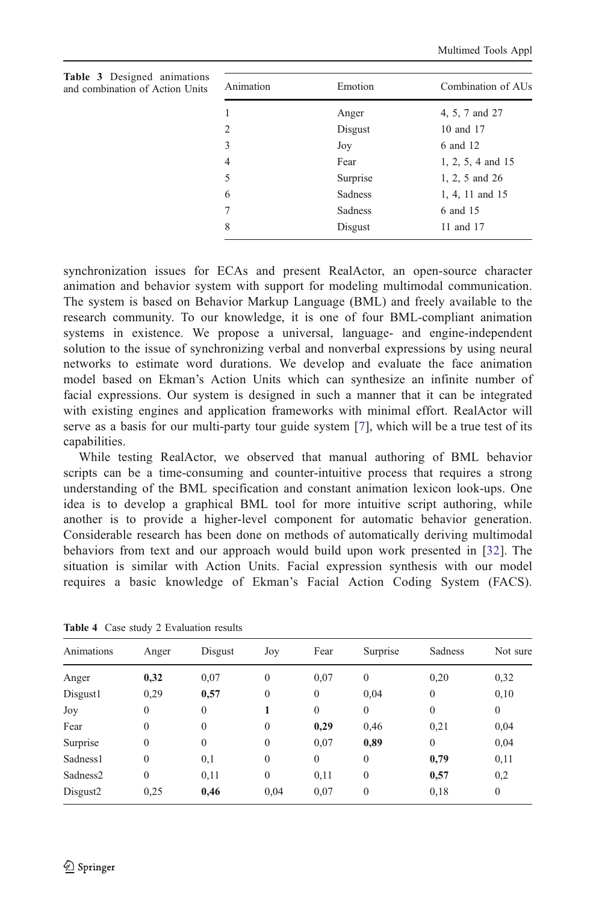**Table 3** Designed animations and combination of Action Units

| Animation | Emotion | Combination of AUs |
|---|---|---|
| 1 | Anger | 4, 5, 7 and 27 |
| 2 | Disgust | 10 and 17 |
| 3 | Joy | 6 and 12 |
| 4 | Fear | 1, 2, 5, 4 and 15 |
| 5 | Surprise | 1, 2, 5 and 26 |
| 6 | Sadness | 1, 4, 11 and 15 |
| 7 | Sadness | 6 and 15 |
| 8 | Disgust | 11 and 17 |

synchronization issues for ECAs and present RealActor, an open-source character animation and behavior system with support for modeling multimodal communication. The system is based on Behavior Markup Language (BML) and freely available to the research community. To our knowledge, it is one of four BML-compliant animation systems in existence. We propose a universal, language- and engine-independent solution to the issue of synchronizing verbal and nonverbal expressions by using neural networks to estimate word durations. We develop and evaluate the face animation model based on Ekman's Action Units which can synthesize an infinite number of facial expressions. Our system is designed in such a manner that it can be integrated with existing engines and application frameworks with minimal effort. RealActor will serve as a basis for our multi-party tour guide system [7], which will be a true test of its capabilities.

While testing RealActor, we observed that manual authoring of BML behavior scripts can be a time-consuming and counter-intuitive process that requires a strong understanding of the BML specification and constant animation lexicon look-ups. One idea is to develop a graphical BML tool for more intuitive script authoring, while another is to provide a higher-level component for automatic behavior generation. Considerable research has been done on methods of automatically deriving multimodal behaviors from text and our approach would build upon work presented in [32]. The situation is similar with Action Units. Facial expression synthesis with our model requires a basic knowledge of Ekman's Facial Action Coding System (FACS).

**Table 4** Case study 2 Evaluation results

| Animations | Anger | Disgust | Joy | Fear | Surprise | Sadness | Not sure |
|---|---|---|---|---|---|---|---|
| Anger | **0,32** | 0,07 | 0 | 0,07 | 0 | 0,20 | 0,32 |
| Disgust1 | 0,29 | **0,57** | 0 | 0 | 0,04 | 0 | 0,10 |
| Joy | 0 | 0 | **1** | 0 | 0 | 0 | 0 |
| Fear | 0 | 0 | 0 | **0,29** | 0,46 | 0,21 | 0,04 |
| Surprise | 0 | 0 | 0 | 0,07 | **0,89** | 0 | 0,04 |
| Sadness1 | 0 | 0,1 | 0 | 0 | 0 | **0,79** | 0,11 |
| Sadness2 | 0 | 0,11 | 0 | 0,11 | 0 | **0,57** | 0,2 |
| Disgust2 | 0,25 | **0,46** | 0,04 | 0,07 | 0 | 0,18 | 0 |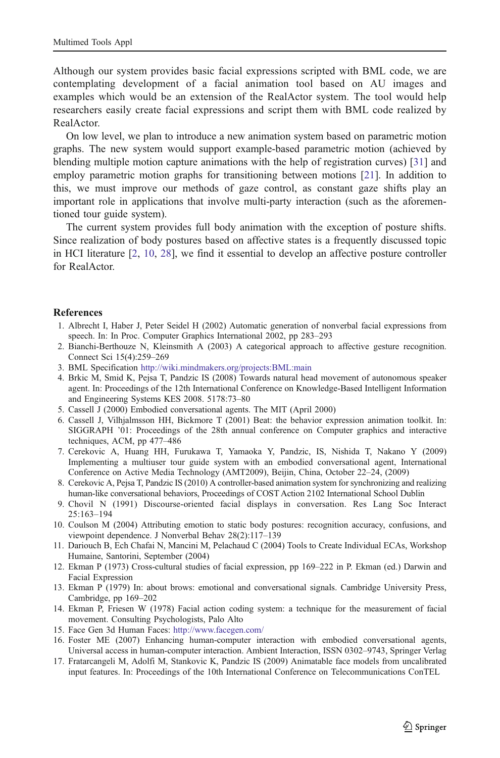Although our system provides basic facial expressions scripted with BML code, we are contemplating development of a facial animation tool based on AU images and examples which would be an extension of the RealActor system. The tool would help researchers easily create facial expressions and script them with BML code realized by RealActor.

On low level, we plan to introduce a new animation system based on parametric motion graphs. The new system would support example-based parametric motion (achieved by blending multiple motion capture animations with the help of registration curves) [31] and employ parametric motion graphs for transitioning between motions [21]. In addition to this, we must improve our methods of gaze control, as constant gaze shifts play an important role in applications that involve multi-party interaction (such as the aforementioned tour guide system).

The current system provides full body animation with the exception of posture shifts. Since realization of body postures based on affective states is a frequently discussed topic in HCI literature [2, 10, 28], we find it essential to develop an affective posture controller for RealActor.

## References

1. Albrecht I, Haber J, Peter Seidel H (2002) Automatic generation of nonverbal facial expressions from speech. In: In Proc. Computer Graphics International 2002, pp 283–293
2. Bianchi-Berthouze N, Kleinsmith A (2003) A categorical approach to affective gesture recognition. Connect Sci 15(4):259–269
3. BML Specification http://wiki.mindmakers.org/projects:BML:main
4. Brkic M, Smid K, Pejsa T, Pandzic IS (2008) Towards natural head movement of autonomous speaker agent. In: Proceedings of the 12th International Conference on Knowledge-Based Intelligent Information and Engineering Systems KES 2008. 5178:73–80
5. Cassell J (2000) Embodied conversational agents. The MIT (April 2000)
6. Cassell J, Vilhjalmsson HH, Bickmore T (2001) Beat: the behavior expression animation toolkit. In: SIGGRAPH '01: Proceedings of the 28th annual conference on Computer graphics and interactive techniques, ACM, pp 477–486
7. Cerekovic A, Huang HH, Furukawa T, Yamaoka Y, Pandzic, IS, Nishida T, Nakano Y (2009) Implementing a multiuser tour guide system with an embodied conversational agent, International Conference on Active Media Technology (AMT2009), Beijin, China, October 22–24, (2009)
8. Cerekovic A, Pejsa T, Pandzic IS (2010) A controller-based animation system for synchronizing and realizing human-like conversational behaviors, Proceedings of COST Action 2102 International School Dublin
9. Chovil N (1991) Discourse-oriented facial displays in conversation. Res Lang Soc Interact 25:163–194
10. Coulson M (2004) Attributing emotion to static body postures: recognition accuracy, confusions, and viewpoint dependence. J Nonverbal Behav 28(2):117–139
11. Dariouch B, Ech Chafai N, Mancini M, Pelachaud C (2004) Tools to Create Individual ECAs, Workshop Humaine, Santorini, September (2004)
12. Ekman P (1973) Cross-cultural studies of facial expression, pp 169–222 in P. Ekman (ed.) Darwin and Facial Expression
13. Ekman P (1979) In: about brows: emotional and conversational signals. Cambridge University Press, Cambridge, pp 169–202
14. Ekman P, Friesen W (1978) Facial action coding system: a technique for the measurement of facial movement. Consulting Psychologists, Palo Alto
15. Face Gen 3d Human Faces: http://www.facegen.com/
16. Foster ME (2007) Enhancing human-computer interaction with embodied conversational agents, Universal access in human-computer interaction. Ambient Interaction, ISSN 0302–9743, Springer Verlag
17. Fratarcangeli M, Adolfi M, Stankovic K, Pandzic IS (2009) Animatable face models from uncalibrated input features. In: Proceedings of the 10th International Conference on Telecommunications ConTEL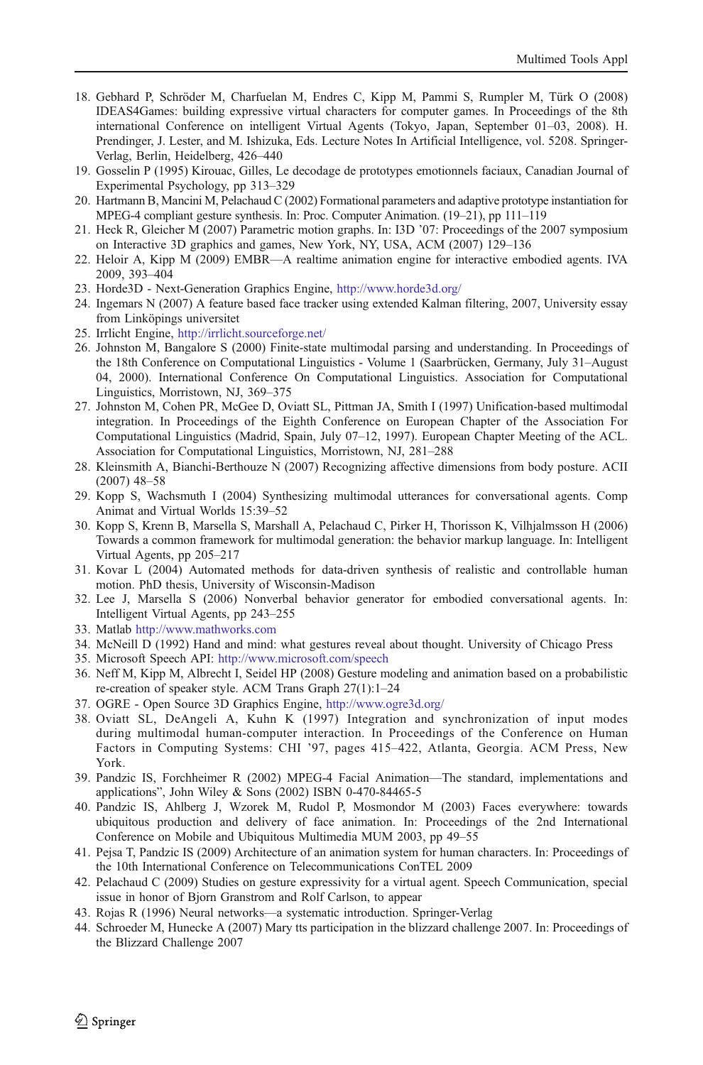18. Gebhard P, Schröder M, Charfuelan M, Endres C, Kipp M, Pammi S, Rumpler M, Türk O (2008) IDEAS4Games: building expressive virtual characters for computer games. In Proceedings of the 8th international Conference on intelligent Virtual Agents (Tokyo, Japan, September 01–03, 2008). H. Prendinger, J. Lester, and M. Ishizuka, Eds. Lecture Notes In Artificial Intelligence, vol. 5208. Springer-Verlag, Berlin, Heidelberg, 426–440
19. Gosselin P (1995) Kirouac, Gilles, Le decodage de prototypes emotionnels faciaux, Canadian Journal of Experimental Psychology, pp 313–329
20. Hartmann B, Mancini M, Pelachaud C (2002) Formational parameters and adaptive prototype instantiation for MPEG-4 compliant gesture synthesis. In: Proc. Computer Animation. (19–21), pp 111–119
21. Heck R, Gleicher M (2007) Parametric motion graphs. In: I3D '07: Proceedings of the 2007 symposium on Interactive 3D graphics and games, New York, NY, USA, ACM (2007) 129–136
22. Heloir A, Kipp M (2009) EMBR—A realtime animation engine for interactive embodied agents. IVA 2009, 393–404
23. Horde3D - Next-Generation Graphics Engine, http://www.horde3d.org/
24. Ingemars N (2007) A feature based face tracker using extended Kalman filtering, 2007, University essay from Linköpings universitet
25. Irrlicht Engine, http://irrlicht.sourceforge.net/
26. Johnston M, Bangalore S (2000) Finite-state multimodal parsing and understanding. In Proceedings of the 18th Conference on Computational Linguistics - Volume 1 (Saarbrücken, Germany, July 31–August 04, 2000). International Conference On Computational Linguistics. Association for Computational Linguistics, Morristown, NJ, 369–375
27. Johnston M, Cohen PR, McGee D, Oviatt SL, Pittman JA, Smith I (1997) Unification-based multimodal integration. In Proceedings of the Eighth Conference on European Chapter of the Association For Computational Linguistics (Madrid, Spain, July 07–12, 1997). European Chapter Meeting of the ACL. Association for Computational Linguistics, Morristown, NJ, 281–288
28. Kleinsmith A, Bianchi-Berthouze N (2007) Recognizing affective dimensions from body posture. ACII (2007) 48–58
29. Kopp S, Wachsmuth I (2004) Synthesizing multimodal utterances for conversational agents. Comp Animat and Virtual Worlds 15:39–52
30. Kopp S, Krenn B, Marsella S, Marshall A, Pelachaud C, Pirker H, Thorisson K, Vilhjalmsson H (2006) Towards a common framework for multimodal generation: the behavior markup language. In: Intelligent Virtual Agents, pp 205–217
31. Kovar L (2004) Automated methods for data-driven synthesis of realistic and controllable human motion. PhD thesis, University of Wisconsin-Madison
32. Lee J, Marsella S (2006) Nonverbal behavior generator for embodied conversational agents. In: Intelligent Virtual Agents, pp 243–255
33. Matlab http://www.mathworks.com
34. McNeill D (1992) Hand and mind: what gestures reveal about thought. University of Chicago Press
35. Microsoft Speech API: http://www.microsoft.com/speech
36. Neff M, Kipp M, Albrecht I, Seidel HP (2008) Gesture modeling and animation based on a probabilistic re-creation of speaker style. ACM Trans Graph 27(1):1–24
37. OGRE - Open Source 3D Graphics Engine, http://www.ogre3d.org/
38. Oviatt SL, DeAngeli A, Kuhn K (1997) Integration and synchronization of input modes during multimodal human-computer interaction. In Proceedings of the Conference on Human Factors in Computing Systems: CHI '97, pages 415–422, Atlanta, Georgia. ACM Press, New York.
39. Pandzic IS, Forchheimer R (2002) MPEG-4 Facial Animation—The standard, implementations and applications", John Wiley & Sons (2002) ISBN 0-470-84465-5
40. Pandzic IS, Ahlberg J, Wzorek M, Rudol P, Mosmondor M (2003) Faces everywhere: towards ubiquitous production and delivery of face animation. In: Proceedings of the 2nd International Conference on Mobile and Ubiquitous Multimedia MUM 2003, pp 49–55
41. Pejsa T, Pandzic IS (2009) Architecture of an animation system for human characters. In: Proceedings of the 10th International Conference on Telecommunications ConTEL 2009
42. Pelachaud C (2009) Studies on gesture expressivity for a virtual agent. Speech Communication, special issue in honor of Bjorn Granstrom and Rolf Carlson, to appear
43. Rojas R (1996) Neural networks—a systematic introduction. Springer-Verlag
44. Schroeder M, Hunecke A (2007) Mary tts participation in the blizzard challenge 2007. In: Proceedings of the Blizzard Challenge 2007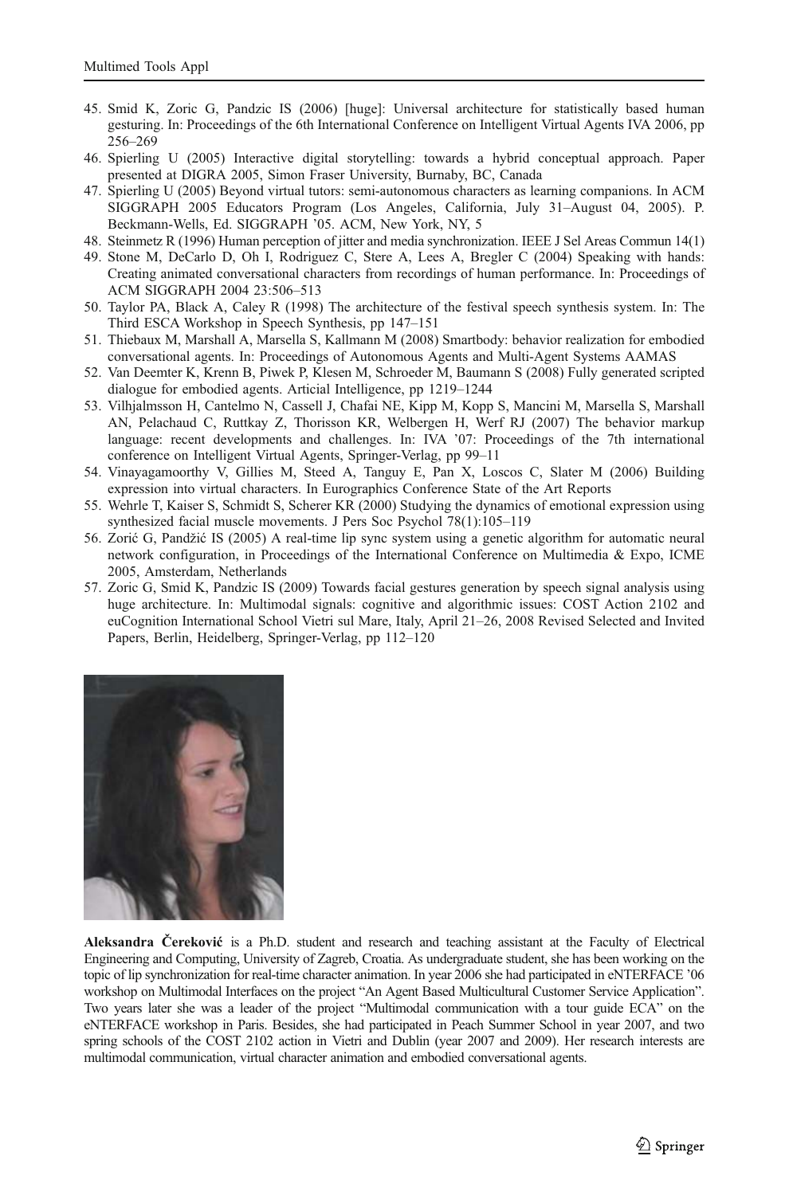45. Smid K, Zoric G, Pandzic IS (2006) [huge]: Universal architecture for statistically based human gesturing. In: Proceedings of the 6th International Conference on Intelligent Virtual Agents IVA 2006, pp 256–269
46. Spierling U (2005) Interactive digital storytelling: towards a hybrid conceptual approach. Paper presented at DIGRA 2005, Simon Fraser University, Burnaby, BC, Canada
47. Spierling U (2005) Beyond virtual tutors: semi-autonomous characters as learning companions. In ACM SIGGRAPH 2005 Educators Program (Los Angeles, California, July 31–August 04, 2005). P. Beckmann-Wells, Ed. SIGGRAPH '05. ACM, New York, NY, 5
48. Steinmetz R (1996) Human perception of jitter and media synchronization. IEEE J Sel Areas Commun 14(1)
49. Stone M, DeCarlo D, Oh I, Rodriguez C, Stere A, Lees A, Bregler C (2004) Speaking with hands: Creating animated conversational characters from recordings of human performance. In: Proceedings of ACM SIGGRAPH 2004 23:506–513
50. Taylor PA, Black A, Caley R (1998) The architecture of the festival speech synthesis system. In: The Third ESCA Workshop in Speech Synthesis, pp 147–151
51. Thiebaux M, Marshall A, Marsella S, Kallmann M (2008) Smartbody: behavior realization for embodied conversational agents. In: Proceedings of Autonomous Agents and Multi-Agent Systems AAMAS
52. Van Deemter K, Krenn B, Piwek P, Klesen M, Schroeder M, Baumann S (2008) Fully generated scripted dialogue for embodied agents. Articial Intelligence, pp 1219–1244
53. Vilhjalmsson H, Cantelmo N, Cassell J, Chafai NE, Kipp M, Kopp S, Mancini M, Marsella S, Marshall AN, Pelachaud C, Ruttkay Z, Thorisson KR, Welbergen H, Werf RJ (2007) The behavior markup language: recent developments and challenges. In: IVA '07: Proceedings of the 7th international conference on Intelligent Virtual Agents, Springer-Verlag, pp 99–11
54. Vinayagamoorthy V, Gillies M, Steed A, Tanguy E, Pan X, Loscos C, Slater M (2006) Building expression into virtual characters. In Eurographics Conference State of the Art Reports
55. Wehrle T, Kaiser S, Schmidt S, Scherer KR (2000) Studying the dynamics of emotional expression using synthesized facial muscle movements. J Pers Soc Psychol 78(1):105–119
56. Zorić G, Pandžić IS (2005) A real-time lip sync system using a genetic algorithm for automatic neural network configuration, in Proceedings of the International Conference on Multimedia & Expo, ICME 2005, Amsterdam, Netherlands
57. Zoric G, Smid K, Pandzic IS (2009) Towards facial gestures generation by speech signal analysis using huge architecture. In: Multimodal signals: cognitive and algorithmic issues: COST Action 2102 and euCognition International School Vietri sul Mare, Italy, April 21–26, 2008 Revised Selected and Invited Papers, Berlin, Heidelberg, Springer-Verlag, pp 112–120

**Aleksandra Čereković** is a Ph.D. student and research and teaching assistant at the Faculty of Electrical Engineering and Computing, University of Zagreb, Croatia. As undergraduate student, she has been working on the topic of lip synchronization for real-time character animation. In year 2006 she had participated in eNTERFACE '06 workshop on Multimodal Interfaces on the project "An Agent Based Multicultural Customer Service Application". Two years later she was a leader of the project "Multimodal communication with a tour guide ECA" on the eNTERFACE workshop in Paris. Besides, she had participated in Peach Summer School in year 2007, and two spring schools of the COST 2102 action in Vietri and Dublin (year 2007 and 2009). Her research interests are multimodal communication, virtual character animation and embodied conversational agents.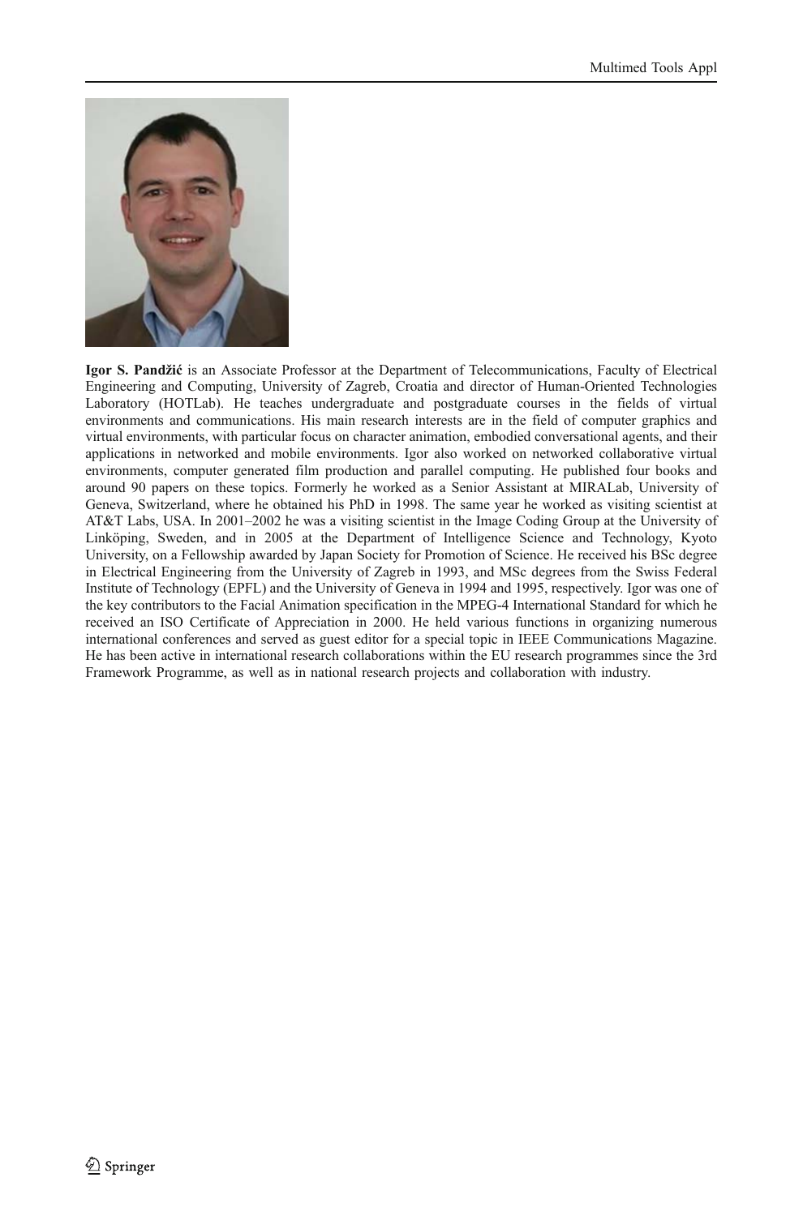**Igor S. Pandžić** is an Associate Professor at the Department of Telecommunications, Faculty of Electrical Engineering and Computing, University of Zagreb, Croatia and director of Human-Oriented Technologies Laboratory (HOTLab). He teaches undergraduate and postgraduate courses in the fields of virtual environments and communications. His main research interests are in the field of computer graphics and virtual environments, with particular focus on character animation, embodied conversational agents, and their applications in networked and mobile environments. Igor also worked on networked collaborative virtual environments, computer generated film production and parallel computing. He published four books and around 90 papers on these topics. Formerly he worked as a Senior Assistant at MIRALab, University of Geneva, Switzerland, where he obtained his PhD in 1998. The same year he worked as visiting scientist at AT&T Labs, USA. In 2001–2002 he was a visiting scientist in the Image Coding Group at the University of Linköping, Sweden, and in 2005 at the Department of Intelligence Science and Technology, Kyoto University, on a Fellowship awarded by Japan Society for Promotion of Science. He received his BSc degree in Electrical Engineering from the University of Zagreb in 1993, and MSc degrees from the Swiss Federal Institute of Technology (EPFL) and the University of Geneva in 1994 and 1995, respectively. Igor was one of the key contributors to the Facial Animation specification in the MPEG-4 International Standard for which he received an ISO Certificate of Appreciation in 2000. He held various functions in organizing numerous international conferences and served as guest editor for a special topic in IEEE Communications Magazine. He has been active in international research collaborations within the EU research programmes since the 3rd Framework Programme, as well as in national research projects and collaboration with industry.